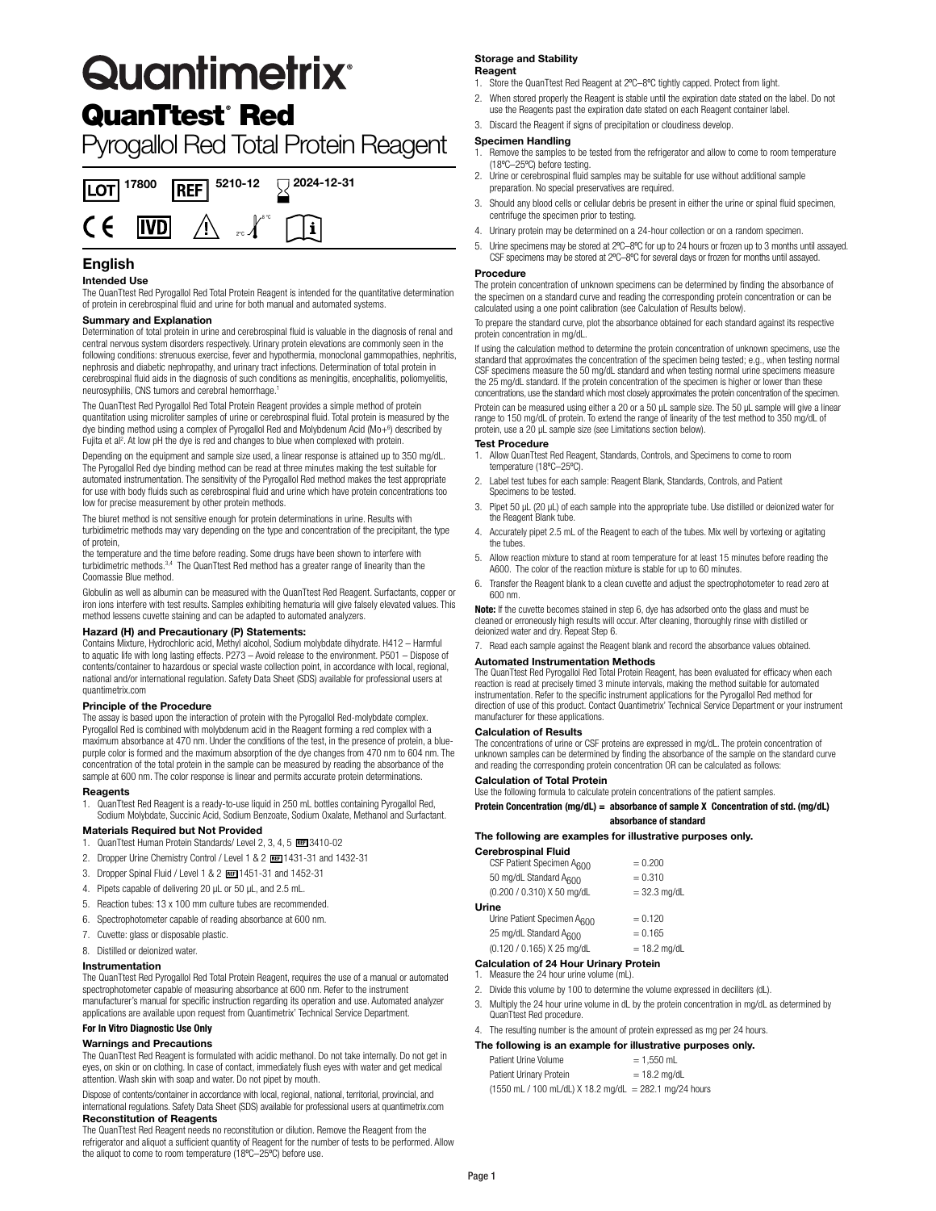# Quantimetrix®

## QuanTtest® Red

## Pyrogallol Red Total Protein Reagent

LOT 17800 REF 5210-12 2024-12-31

CE IVD 2°C 8°C

## English

### Intended Use

The QuanTtest Red Pyrogallol Red Total Protein Reagent is intended for the quantitative determination of protein in cerebrospinal fluid and urine for both manual and automated systems.

### Summary and Explanation

Determination of total protein in urine and cerebrospinal fluid is valuable in the diagnosis of renal and central nervous system disorders respectively. Urinary protein elevations are commonly seen in the following conditions: strenuous exercise, fever and hypothermia, monoclonal gammopathies, nephritis, nephrosis and diabetic nephropathy, and urinary tract infections. Determination of total protein in cerebrospinal fluid aids in the diagnosis of such conditions as meningitis, encephalitis, poliomyelitis, neurosyphilis, CNS tumors and cerebral hemorrhage.[1]

The QuanTtest Red Pyrogallol Red Total Protein Reagent provides a simple method of protein quantitation using microliter samples of urine or cerebrospinal fluid. Total protein is measured by the dye binding method using a complex of Pyrogallol Red and Molybdenum Acid ($Mo^{+6}$) described by Fujita et al[2]. At low pH the dye is red and changes to blue when complexed with protein.

Depending on the equipment and sample size used, a linear response is attained up to 350 mg/dL. The Pyrogallol Red dye binding method can be read at three minutes making the test suitable for automated instrumentation. The sensitivity of the Pyrogallol Red method makes the test appropriate for use with body fluids such as cerebrospinal fluid and urine which have protein concentrations too low for precise measurement by other protein methods.

The biuret method is not sensitive enough for protein determinations in urine. Results with turbidimetric methods may vary depending on the type and concentration of the precipitant, the type of protein,

the temperature and the time before reading. Some drugs have been shown to interfere with turbidimetric methods.[3,4] The QuanTtest Red method has a greater range of linearity than the Coomassie Blue method.

Globulin as well as albumin can be measured with the QuanTtest Red Reagent. Surfactants, copper or iron ions interfere with test results. Samples exhibiting hematuria will give falsely elevated values. This method lessens cuvette staining and can be adapted to automated analyzers.

### Hazard (H) and Precautionary (P) Statements:

Contains Mixture, Hydrochloric acid, Methyl alcohol, Sodium molybdate dihydrate. H412 – Harmful to aquatic life with long lasting effects. P273 – Avoid release to the environment. P501 – Dispose of contents/container to hazardous or special waste collection point, in accordance with local, regional, national and/or international regulation. Safety Data Sheet (SDS) available for professional users at quantimetrix.com

### Principle of the Procedure

The assay is based upon the interaction of protein with the Pyrogallol Red-molybdate complex. Pyrogallol Red is combined with molybdenum acid in the Reagent forming a red complex with a maximum absorbance at 470 nm. Under the conditions of the test, in the presence of protein, a blue-purple color is formed and the maximum absorption of the dye changes from 470 nm to 604 nm. The concentration of the total protein in the sample can be measured by reading the absorbance of the sample at 600 nm. The color response is linear and permits accurate protein determinations.

### Reagents

1. QuanTtest Red Reagent is a ready-to-use liquid in 250 mL bottles containing Pyrogallol Red, Sodium Molybdate, Succinic Acid, Sodium Benzoate, Sodium Oxalate, Methanol and Surfactant.

### Materials Required but Not Provided

1. QuanTtest Human Protein Standards/ Level 2, 3, 4, 5 REF 3410-02
2. Dropper Urine Chemistry Control / Level 1 & 2 REF 1431-31 and 1432-31
3. Dropper Spinal Fluid / Level 1 & 2 REF 1451-31 and 1452-31
4. Pipets capable of delivering 20 µL or 50 µL, and 2.5 mL.
5. Reaction tubes: 13 x 100 mm culture tubes are recommended.
6. Spectrophotometer capable of reading absorbance at 600 nm.
7. Cuvette: glass or disposable plastic.
8. Distilled or deionized water.

### Instrumentation

The QuanTtest Red Pyrogallol Red Total Protein Reagent, requires the use of a manual or automated spectrophotometer capable of measuring absorbance at 600 nm. Refer to the instrument manufacturer's manual for specific instruction regarding its operation and use. Automated analyzer applications are available upon request from Quantimetrix' Technical Service Department.

**For In Vitro Diagnostic Use Only**

### Warnings and Precautions

The QuanTtest Red Reagent is formulated with acidic methanol. Do not take internally. Do not get in eyes, on skin or on clothing. In case of contact, immediately flush eyes with water and get medical attention. Wash skin with soap and water. Do not pipet by mouth.

Dispose of contents/container in accordance with local, regional, national, territorial, provincial, and international regulations. Safety Data Sheet (SDS) available for professional users at quantimetrix.com

### Reconstitution of Reagents

The QuanTtest Red Reagent needs no reconstitution or dilution. Remove the Reagent from the refrigerator and aliquot a sufficient quantity of Reagent for the number of tests to be performed. Allow the aliquot to come to room temperature (18ºC–25ºC) before use.

### Storage and Stability

#### Reagent

1. Store the QuanTtest Red Reagent at 2ºC–8ºC tightly capped. Protect from light.
2. When stored properly the Reagent is stable until the expiration date stated on the label. Do not use the Reagents past the expiration date stated on each Reagent container label.
3. Discard the Reagent if signs of precipitation or cloudiness develop.

### Specimen Handling

1. Remove the samples to be tested from the refrigerator and allow to come to room temperature (18ºC–25ºC) before testing.
2. Urine or cerebrospinal fluid samples may be suitable for use without additional sample preparation. No special preservatives are required.
3. Should any blood cells or cellular debris be present in either the urine or spinal fluid specimen, centrifuge the specimen prior to testing.
4. Urinary protein may be determined on a 24-hour collection or on a random specimen.
5. Urine specimens may be stored at 2ºC–8ºC for up to 24 hours or frozen up to 3 months until assayed. CSF specimens may be stored at 2ºC–8ºC for several days or frozen for months until assayed.

### Procedure

The protein concentration of unknown specimens can be determined by finding the absorbance of the specimen on a standard curve and reading the corresponding protein concentration or can be calculated using a one point calibration (see Calculation of Results below).

To prepare the standard curve, plot the absorbance obtained for each standard against its respective protein concentration in mg/dL.

If using the calculation method to determine the protein concentration of unknown specimens, use the standard that approximates the concentration of the specimen being tested; e.g., when testing normal CSF specimens measure the 50 mg/dL standard and when testing normal urine specimens measure the 25 mg/dL standard. If the protein concentration of the specimen is higher or lower than these concentrations, use the standard which most closely approximates the protein concentration of the specimen.

Protein can be measured using either a 20 or a 50 µL sample size. The 50 µL sample will give a linear range to 150 mg/dL of protein. To extend the range of linearity of the test method to 350 mg/dL of protein, use a 20 µL sample size (see Limitations section below).

### Test Procedure

1. Allow QuanTtest Red Reagent, Standards, Controls, and Specimens to come to room temperature (18ºC–25ºC).
2. Label test tubes for each sample: Reagent Blank, Standards, Controls, and Patient Specimens to be tested.
3. Pipet 50 µL (20 µL) of each sample into the appropriate tube. Use distilled or deionized water for the Reagent Blank tube.
4. Accurately pipet 2.5 mL of the Reagent to each of the tubes. Mix well by vortexing or agitating the tubes.
5. Allow reaction mixture to stand at room temperature for at least 15 minutes before reading the A600. The color of the reaction mixture is stable for up to 60 minutes.
6. Transfer the Reagent blank to a clean cuvette and adjust the spectrophotometer to read zero at 600 nm.

**Note:** If the cuvette becomes stained in step 6, dye has adsorbed onto the glass and must be cleaned or erroneously high results will occur. After cleaning, thoroughly rinse with distilled or deionized water and dry. Repeat Step 6.

7. Read each sample against the Reagent blank and record the absorbance values obtained.

### Automated Instrumentation Methods

The QuanTtest Red Pyrogallol Red Total Protein Reagent, has been evaluated for efficacy when each reaction is read at precisely timed 3 minute intervals, making the method suitable for automated instrumentation. Refer to the specific instrument applications for the Pyrogallol Red method for direction of use of this product. Contact Quantimetrix' Technical Service Department or your instrument manufacturer for these applications.

### Calculation of Results

The concentrations of urine or CSF proteins are expressed in mg/dL. The protein concentration of unknown samples can be determined by finding the absorbance of the sample on the standard curve and reading the corresponding protein concentration OR can be calculated as follows:

#### Calculation of Total Protein

Use the following formula to calculate protein concentrations of the patient samples.

$$\text{Protein Concentration (mg/dL)} = \frac{\text{absorbance of sample}}{\text{absorbance of standard}} \times \text{Concentration of std. (mg/dL)}$$

**The following are examples for illustrative purposes only.**

**Cerebrospinal Fluid**

| | |
|---|---|
| CSF Patient Specimen $A_{600}$ | = 0.200 |
| 50 mg/dL Standard $A_{600}$ | = 0.310 |
| (0.200 / 0.310) X 50 mg/dL | = 32.3 mg/dL |

**Urine**

| | |
|---|---|
| Urine Patient Specimen $A_{600}$ | = 0.120 |
| 25 mg/dL Standard $A_{600}$ | = 0.165 |
| (0.120 / 0.165) X 25 mg/dL | = 18.2 mg/dL |

#### Calculation of 24 Hour Urinary Protein

1. Measure the 24 hour urine volume (mL).
2. Divide this volume by 100 to determine the volume expressed in deciliters (dL).
3. Multiply the 24 hour urine volume in dL by the protein concentration in mg/dL as determined by QuanTtest Red procedure.
4. The resulting number is the amount of protein expressed as mg per 24 hours.

**The following is an example for illustrative purposes only.**

| | |
|---|---|
| Patient Urine Volume | = 1,550 mL |
| Patient Urinary Protein | = 18.2 mg/dL |
| (1550 mL / 100 mL/dL) X 18.2 mg/dL | = 282.1 mg/24 hours |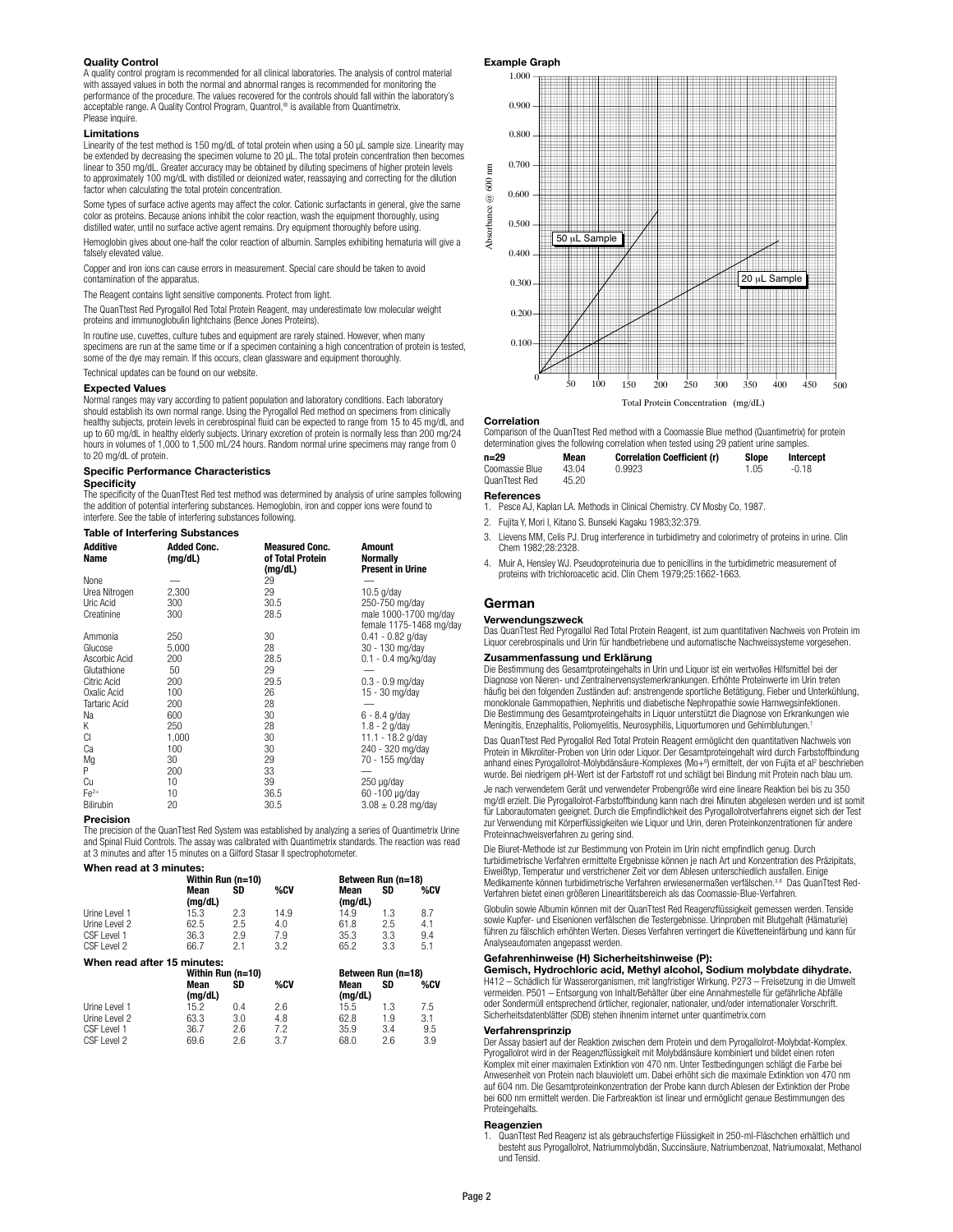### Quality Control

A quality control program is recommended for all clinical laboratories. The analysis of control material with assayed values in both the normal and abnormal ranges is recommended for monitoring the performance of the procedure. The values recovered for the controls should fall within the laboratory's acceptable range. A Quality Control Program, Quantrol,® is available from Quantimetrix. Please inquire.

### Limitations

Linearity of the test method is 150 mg/dL of total protein when using a 50 µL sample size. Linearity may be extended by decreasing the specimen volume to 20 µL. The total protein concentration then becomes linear to 350 mg/dL. Greater accuracy may be obtained by diluting specimens of higher protein levels to approximately 100 mg/dL with distilled or deionized water, reassaying and correcting for the dilution factor when calculating the total protein concentration.

Some types of surface active agents may affect the color. Cationic surfactants in general, give the same color as proteins. Because anions inhibit the color reaction, wash the equipment thoroughly, using distilled water, until no surface active agent remains. Dry equipment thoroughly before using.

Hemoglobin gives about one-half the color reaction of albumin. Samples exhibiting hematuria will give a falsely elevated value.

Copper and iron ions can cause errors in measurement. Special care should be taken to avoid contamination of the apparatus.

The Reagent contains light sensitive components. Protect from light.

The QuanTtest Red Pyrogallol Red Total Protein Reagent, may underestimate low molecular weight proteins and immunoglobulin lightchains (Bence Jones Proteins).

In routine use, cuvettes, culture tubes and equipment are rarely stained. However, when many specimens are run at the same time or if a specimen containing a high concentration of protein is tested, some of the dye may remain. If this occurs, clean glassware and equipment thoroughly.

Technical updates can be found on our website.

### Expected Values

Normal ranges may vary according to patient population and laboratory conditions. Each laboratory should establish its own normal range. Using the Pyrogallol Red method on specimens from clinically healthy subjects, protein levels in cerebrospinal fluid can be expected to range from 15 to 45 mg/dL and up to 60 mg/dL in healthy elderly subjects. Urinary excretion of protein is normally less than 200 mg/24 hours in volumes of 1,000 to 1,500 mL/24 hours. Random normal urine specimens may range from 0 to 20 mg/dL of protein.

### Specific Performance Characteristics

#### Specificity

The specificity of the QuanTtest Red test method was determined by analysis of urine samples following the addition of potential interfering substances. Hemoglobin, iron and copper ions were found to interfere. See the table of interfering substances following.

#### Table of Interfering Substances

| Additive Name | Added Conc. (mg/dL) | Measured Conc. of Total Protein (mg/dL) | Amount Normally Present in Urine |
|---|---|---|---|
| None | — | 29 | — |
| Urea Nitrogen | 2,300 | 29 | 10.5 g/day |
| Uric Acid | 300 | 30.5 | 250-750 mg/day |
| Creatinine | 300 | 28.5 | male 1000-1700 mg/day female 1175-1468 mg/day |
| Ammonia | 250 | 30 | 0.41 - 0.82 g/day |
| Glucose | 5,000 | 28 | 30 - 130 mg/day |
| Ascorbic Acid | 200 | 28.5 | 0.1 - 0.4 mg/kg/day |
| Glutathione | 50 | 29 | — |
| Citric Acid | 200 | 29.5 | 0.3 - 0.9 mg/day |
| Oxalic Acid | 100 | 26 | 15 - 30 mg/day |
| Tartaric Acid | 200 | 28 | — |
| Na | 600 | 30 | 6 - 8.4 g/day |
| K | 250 | 28 | 1.8 - 2 g/day |
| Cl | 1,000 | 30 | 11.1 - 18.2 g/day |
| Ca | 100 | 30 | 240 - 320 mg/day |
| Mg | 30 | 29 | 70 - 155 mg/day |
| P | 200 | 33 | — |
| Cu | 10 | 39 | 250 µg/day |
| $Fe^{2+}$ | 10 | 36.5 | 60 -100 µg/day |
| Bilirubin | 20 | 30.5 | 3.08 ± 0.28 mg/day |

#### Precision

The precision of the QuanTtest Red System was established by analyzing a series of Quantimetrix Urine and Spinal Fluid Controls. The assay was calibrated with Quantimetrix standards. The reaction was read at 3 minutes and after 15 minutes on a Gilford Stasar II spectrophotometer.

**When read at 3 minutes:**

| | Within Run (n=10) | | | Between Run (n=18) | | |
|---|---|---|---|---|---|---|
| | Mean (mg/dL) | SD | %CV | Mean (mg/dL) | SD | %CV |
| Urine Level 1 | 15.3 | 2.3 | 14.9 | 14.9 | 1.3 | 8.7 |
| Urine Level 2 | 62.5 | 2.5 | 4.0 | 61.8 | 2.5 | 4.1 |
| CSF Level 1 | 36.3 | 2.9 | 7.9 | 35.3 | 3.3 | 9.4 |
| CSF Level 2 | 66.7 | 2.1 | 3.2 | 65.2 | 3.3 | 5.1 |

**When read after 15 minutes:**

| | Within Run (n=10) | | | Between Run (n=18) | | |
|---|---|---|---|---|---|---|
| | Mean (mg/dL) | SD | %CV | Mean (mg/dL) | SD | %CV |
| Urine Level 1 | 15.2 | 0.4 | 2.6 | 15.5 | 1.3 | 7.5 |
| Urine Level 2 | 63.3 | 3.0 | 4.8 | 62.8 | 1.9 | 3.1 |
| CSF Level 1 | 36.7 | 2.6 | 7.2 | 35.9 | 3.4 | 9.5 |
| CSF Level 2 | 69.6 | 2.6 | 3.7 | 68.0 | 2.6 | 3.9 |

### Example Graph

### Correlation

Comparison of the QuanTtest Red method with a Coomassie Blue method (Quantimetrix) for protein determination gives the following correlation when tested using 29 patient urine samples.

| n=29 | Mean | Correlation Coefficient (r) | Slope | Intercept |
|---|---|---|---|---|
| Coomassie Blue | 43.04 | 0.9923 | 1.05 | -0.18 |
| QuanTtest Red | 45.20 | | | |

### References

1. Pesce AJ, Kaplan LA. Methods in Clinical Chemistry. CV Mosby Co, 1987.
2. Fujita Y, Mori I, Kitano S. Bunseki Kagaku 1983;32:379.
3. Lievens MM, Celis PJ. Drug interference in turbidimetry and colorimetry of proteins in urine. Clin Chem 1982;28:2328.
4. Muir A, Hensley WJ. Pseudoproteinuria due to penicillins in the turbidimetric measurement of proteins with trichloroacetic acid. Clin Chem 1979;25:1662-1663.

## German

### Verwendungszweck

Das QuanTtest Red Pyrogallol Red Total Protein Reagent, ist zum quantitativen Nachweis von Protein im Liquor cerebrospinalis und Urin für handbetriebene und automatische Nachweissysteme vorgesehen.

### Zusammenfassung und Erklärung

Die Bestimmung des Gesamtproteingehalts in Urin und Liquor ist ein wertvolles Hilfsmittel bei der Diagnose von Nieren- und Zentralnervensystemerkrankungen. Erhöhte Proteinwerte im Urin treten häufig bei den folgenden Zuständen auf: anstrengende sportliche Betätigung, Fieber und Unterkühlung, monoklonale Gammopathien, Nephritis und diabetische Nephropathie sowie Harnwegsinfektionen. Die Bestimmung des Gesamtproteingehalts in Liquor unterstützt die Diagnose von Erkrankungen wie Meningitis, Enzephalitis, Poliomyelitis, Neurosyphilis, Liquortumoren und Gehirnblutungen.[1]

Das QuanTtest Red Pyrogallol Red Total Protein Reagent ermöglicht den quantitativen Nachweis von Protein in Mikroliter-Proben von Urin oder Liquor. Der Gesamtproteingehalt wird durch Farbstoffbindung anhand eines Pyrogallolrot-Molybdänsäure-Komplexes ($Mo+^6$) ermittelt, der von Fujita et al[2] beschrieben wurde. Bei niedrigem pH-Wert ist der Farbstoff rot und schlägt bei Bindung mit Protein nach blau um.

Je nach verwendetem Gerät und verwendeter Probengröße wird eine lineare Reaktion bei bis zu 350 mg/dl erzielt. Die Pyrogallolrot-Farbstoffbindung kann nach drei Minuten abgelesen werden und ist somit für Laborautomaten geeignet. Durch die Empfindlichkeit des Pyrogallolrotverfahrens eignet sich der Test zur Verwendung mit Körperflüssigkeiten wie Liquor und Urin, deren Proteinkonzentrationen für andere Proteinnachweisverfahren zu gering sind.

Die Biuret-Methode ist zur Bestimmung von Protein im Urin nicht empfindlich genug. Durch turbidimetrische Verfahren ermittelte Ergebnisse können je nach Art und Konzentration des Präzipitats, Eiweißtyp, Temperatur und verstrichener Zeit vor dem Ablesen unterschiedlich ausfallen. Einige Medikamente können turbidimetrische Verfahren erwiesenermaßen verfälschen.[3,4] Das QuanTtest Red-Verfahren bietet einen größeren Linearitätsbereich als das Coomassie-Blue-Verfahren.

Globulin sowie Albumin können mit der QuanTtest Red Reagenzflüssigkeit gemessen werden. Tenside sowie Kupfer- und Eisenionen verfälschen die Testergebnisse. Urinproben mit Blutgehalt (Hämaturie) führen zu fälschlich erhöhten Werten. Dieses Verfahren verringert die Küvetteneinfärbung und kann für Analyseautomaten angepasst werden.

### Gefahrenhinweise (H) Sicherheitshinweise (P):

**Gemisch, Hydrochloric acid, Methyl alcohol, Sodium molybdate dihydrate.**
H412 – Schädlich für Wasserorganismen, mit langfristiger Wirkung. P273 – Freisetzung in die Umwelt vermeiden. P501 – Entsorgung von Inhalt/Behälter über eine Annahmestelle für gefährliche Abfälle oder Sondermüll entsprechend örtlicher, regionaler, nationaler, und/oder internationaler Vorschrift. Sicherheitsdatenblätter (SDB) stehen ihnenim internet unter quantimetrix.com

### Verfahrensprinzip

Der Assay basiert auf der Reaktion zwischen dem Protein und dem Pyrogallolrot-Molybdat-Komplex. Pyrogallolrot wird in der Reagenzflüssigkeit mit Molybdänsäure kombiniert und bildet einen roten Komplex mit einer maximalen Extinktion von 470 nm. Unter Testbedingungen schlägt die Farbe bei Anwesenheit von Protein nach blauviolett um. Dabei erhöht sich die maximale Extinktion von 470 nm auf 604 nm. Die Gesamtproteinkonzentration der Probe kann durch Ablesen der Extinktion der Probe bei 600 nm ermittelt werden. Die Farbreaktion ist linear und ermöglicht genaue Bestimmungen des Proteingehalts.

### Reagenzien

1. QuanTtest Red Reagenz ist als gebrauchsfertige Flüssigkeit in 250-ml-Fläschchen erhältlich und besteht aus Pyrogallolrot, Natriummolybdän, Succinsäure, Natriumbenzoat, Natriumoxalat, Methanol und Tensid.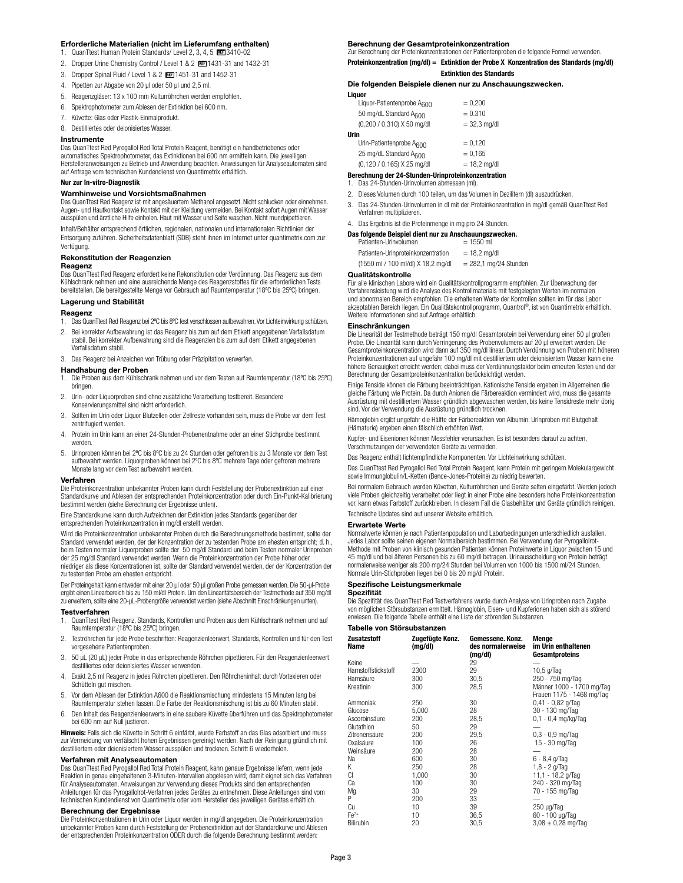### Erforderliche Materialien (nicht im Lieferumfang enthalten)

1. QuanTtest Human Protein Standards/ Level 2, 3, 4, 5 REF 3410-02
2. Dropper Urine Chemistry Control / Level 1 & 2 REF 1431-31 and 1432-31
3. Dropper Spinal Fluid / Level 1 & 2 REF 1451-31 and 1452-31
4. Pipetten zur Abgabe von 20 µl oder 50 µl und 2,5 ml.
5. Reagenzgläser: 13 x 100 mm Kulturröhrchen werden empfohlen.
6. Spektrophotometer zum Ablesen der Extinktion bei 600 nm.
7. Küvette: Glas oder Plastik-Einmalprodukt.
8. Destilliertes oder deionisiertes Wasser.

### Instrumente

Das QuanTtest Red Pyrogallol Red Total Protein Reagent, benötigt ein handbetriebenes oder automatisches Spektrophotometer, das Extinktionen bei 600 nm ermitteln kann. Die jeweiligen Herstelleranweisungen zu Betrieb und Anwendung beachten. Anweisungen für Analyseautomaten sind auf Anfrage vom technischen Kundendienst von Quantimetrix erhältlich.

**Nur zur In-vitro-Diagnostik**

### Warnhinweise und Vorsichtsmaßnahmen

Das QuanTtest Red Reagenz ist mit angesäuertem Methanol angesetzt. Nicht schlucken oder einnehmen. Augen- und Hautkontakt sowie Kontakt mit der Kleidung vermeiden. Bei Kontakt sofort Augen mit Wasser ausspülen und ärztliche Hilfe einholen. Haut mit Wasser und Seife waschen. Nicht mundpipettieren.

Inhalt/Behälter entsprechend örtlichen, regionalen, nationalen und internationalen Richtlinien der Entsorgung zuführen. Sicherheitsdatenblatt (SDB) steht ihnen im Internet unter quantimetrix.com zur Verfügung.

### Rekonstitution der Reagenzien

#### Reagenz

Das QuanTtest Red Reagenz erfordert keine Rekonstitution oder Verdünnung. Das Reagenz aus dem Kühlschrank nehmen und eine ausreichende Menge des Reagenzstoffes für die erforderlichen Tests bereitstellen. Die bereitgestellte Menge vor Gebrauch auf Raumtemperatur (18ºC bis 25ºC) bringen.

### Lagerung und Stabilität

#### Reagenz

1. Das QuanTtest Red Reagenz bei 2ºC bis 8ºC fest verschlossen aufbewahren. Vor Lichteinwirkung schützen.
2. Bei korrekter Aufbewahrung ist das Reagenz bis zum auf dem Etikett angegebenen Verfallsdatum stabil. Bei korrekter Aufbewahrung sind die Reagenzien bis zum auf dem Etikett angegebenen Verfallsdatum stabil.
3. Das Reagenz bei Anzeichen von Trübung oder Präzipitation verwerfen.

### Handhabung der Proben

1. Die Proben aus dem Kühlschrank nehmen und vor dem Testen auf Raumtemperatur (18ºC bis 25ºC) bringen.
2. Urin- oder Liquorproben sind ohne zusätzliche Verarbeitung testbereit. Besondere Konservierungsmittel sind nicht erforderlich.
3. Sollten im Urin oder Liquor Blutzellen oder Zellreste vorhanden sein, muss die Probe vor dem Test zentrifugiert werden.
4. Protein im Urin kann an einer 24-Stunden-Probenentnahme oder an einer Stichprobe bestimmt werden.
5. Urinproben können bei 2ºC bis 8ºC bis zu 24 Stunden oder gefroren bis zu 3 Monate vor dem Test aufbewahrt werden. Liquorproben können bei 2ºC bis 8ºC mehrere Tage oder gefroren mehrere Monate lang vor dem Test aufbewahrt werden.

### Verfahren

Die Proteinkonzentration unbekannter Proben kann durch Feststellung der Probenextinktion auf einer Standardkurve und Ablesen der entsprechenden Proteinkonzentration oder durch Ein-Punkt-Kalibrierung bestimmt werden (siehe Berechnung der Ergebnisse unten).

Eine Standardkurve kann durch Aufzeichnen der Extinktion jedes Standards gegenüber der entsprechenden Proteinkonzentration in mg/dl erstellt werden.

Wird die Proteinkonzentration unbekannter Proben durch die Berechnungsmethode bestimmt, sollte der Standard verwendet werden, der der Konzentration der zu testenden Probe am ehesten entspricht; d. h., beim Testen normaler Liquorproben sollte der 50 mg/dl Standard und beim Testen normaler Urinproben der 25 mg/dl Standard verwendet werden. Wenn die Proteinkonzentration der Probe höher oder niedriger als diese Konzentrationen ist, sollte der Standard verwendet werden, der der Konzentration der zu testenden Probe am ehesten entspricht.

Der Proteingehalt kann entweder mit einer 20 µl oder 50 µl großen Probe gemessen werden. Die 50-µl-Probe ergibt einen Linearbereich bis zu 150 ml/dl Protein. Um den Linearitätsbereich der Testmethode auf 350 mg/dl zu erweitern, sollte eine 20-µL-Probengröße verwendet werden (siehe Abschnitt Einschränkungen unten).

### Testverfahren

1. QuanTtest Red Reagenz, Standards, Kontrollen und Proben aus dem Kühlschrank nehmen und auf Raumtemperatur (18ºC bis 25ºC) bringen.
2. Teströhrchen für jede Probe beschriften: Reagenzienleerwert, Standards, Kontrollen und für den Test vorgesehene Patientenproben.
3. 50 µL (20 µL) jeder Probe in das entsprechende Röhrchen pipettieren. Für den Reagenzienleerwert destilliertes oder deionisiertes Wasser verwenden.
4. Exakt 2,5 ml Reagenz in jedes Röhrchen pipettieren. Den Röhrcheninhalt durch Vortexieren oder Schütteln gut mischen.
5. Vor dem Ablesen der Extinktion A600 die Reaktionsmischung mindestens 15 Minuten lang bei Raumtemperatur stehen lassen. Die Farbe der Reaktionsmischung ist bis zu 60 Minuten stabil.
6. Den Inhalt des Reagenzienleerwerts in eine saubere Küvette überführen und das Spektrophotometer bei 600 nm auf Null justieren.

**Hinweis:** Falls sich die Küvette in Schritt 6 einfärbt, wurde Farbstoff an das Glas adsorbiert und muss zur Vermeidung von verfälscht hohen Ergebnissen gereinigt werden. Nach der Reinigung gründlich mit destilliertem oder deionisiertem Wasser ausspülen und trocknen. Schritt 6 wiederholen.

### Verfahren mit Analyseautomaten

Das QuanTtest Red Pyrogallol Red Total Protein Reagent, kann genaue Ergebnisse liefern, wenn jede Reaktion in genau eingehaltenen 3-Minuten-Intervallen abgelesen wird; damit eignet sich das Verfahren für Analyseautomaten. Anweisungen zur Verwendung dieses Produkts sind den entsprechenden Anleitungen für das Pyrogallolrot-Verfahren jedes Gerätes zu entnehmen. Diese Anleitungen sind vom technischen Kundendienst von Quantimetrix oder vom Hersteller des jeweiligen Gerätes erhältlich.

### Berechnung der Ergebnisse

Die Proteinkonzentrationen in Urin oder Liquor werden in mg/dl angegeben. Die Proteinkonzentration unbekannter Proben kann durch Feststellung der Probenextinktion auf der Standardkurve und Ablesen der entsprechenden Proteinkonzentration ODER durch die folgende Berechnung bestimmt werden:

### Berechnung der Gesamtproteinkonzentration

Zur Berechnung der Proteinkonzentrationen der Patientenproben die folgende Formel verwenden.

**Proteinkonzentration (mg/dl) = Extinktion der Probe X Konzentration des Standards (mg/dl) / Extinktion des Standards**

**Die folgenden Beispiele dienen nur zur Anschauungszwecken.**

**Liquor**

| | |
|---|---|
| Liquor-Patientenprobe $A_{600}$ | = 0,200 |
| 50 mg/dL Standard $A_{600}$ | = 0.310 |
| (0,200 / 0,310) X 50 mg/dl | = 32,3 mg/dl |

**Urin**

| | |
|---|---|
| Urin-Patientenprobe $A_{600}$ | = 0,120 |
| 25 mg/dL Standard $A_{600}$ | = 0,165 |
| (0,120 / 0,165) X 25 mg/dl | = 18,2 mg/dl |

### Berechnung der 24-Stunden-Urinproteinkonzentration

1. Das 24-Stunden-Urinvolumen abmessen (ml).
2. Dieses Volumen durch 100 teilen, um das Volumen in Dezilitern (dl) auszudrücken.
3. Das 24-Stunden-Urinvolumen in dl mit der Proteinkonzentration in mg/dl gemäß QuanTtest Red Verfahren multiplizieren.
4. Das Ergebnis ist die Proteinmenge in mg pro 24 Stunden.

**Das folgende Beispiel dient nur zur Anschauungszwecken.**

| | |
|---|---|
| Patienten-Urinvolumen | = 1550 ml |
| Patienten-Urinproteinkonzentration | = 18,2 mg/dl |
| (1550 ml / 100 ml/dl) X 18,2 mg/dl | = 282,1 mg/24 Stunden |

### Qualitätskontrolle

Für alle klinischen Labore wird ein Qualitätskontrollprogramm empfohlen. Zur Überwachung der Verfahrensleistung wird die Analyse des Kontrollmaterials mit festgelegten Werten im normalen und abnormalen Bereich empfohlen. Die erhaltenen Werte der Kontrollen sollten im für das Labor akzeptablen Bereich liegen. Ein Qualitätskontrollprogramm, Quantrol®, ist von Quantimetrix erhältlich. Weitere Informationen sind auf Anfrage erhältlich.

### Einschränkungen

Die Linearität der Testmethode beträgt 150 mg/dl Gesamtprotein bei Verwendung einer 50 µl großen Probe. Die Linearität kann durch Verringerung des Probenvolumens auf 20 µl erweitert werden. Die Gesamtproteinkonzentration wird dann auf 350 mg/dl linear. Durch Verdünnung von Proben mit höheren Proteinkonzentrationen auf ungefähr 100 mg/dl mit destilliertem oder deionisiertem Wasser kann eine höhere Genauigkeit erreicht werden; dabei muss der Verdünnungsfaktor beim erneuten Testen und der Berechnung der Gesamtproteinkonzentration berücksichtigt werden.

Einige Tenside können die Färbung beeinträchtigen. Kationische Tenside ergeben im Allgemeinen die gleiche Färbung wie Protein. Da durch Anionen die Färbereaktion vermindert wird, muss die gesamte Ausrüstung mit destilliertem Wasser gründlich abgewaschen werden, bis keine Tensidreste mehr übrig sind. Vor der Verwendung die Ausrüstung gründlich trocknen.

Hämoglobin ergibt ungefähr die Hälfte der Färbereaktion von Albumin. Urinproben mit Blutgehalt (Hämaturie) ergeben einen fälschlich erhöhten Wert.

Kupfer- und Eisenionen können Messfehler verursachen. Es ist besonders darauf zu achten, Verschmutzungen der verwendeten Geräte zu vermeiden.

Das Reagenz enthält lichtempfindliche Komponenten. Vor Lichteinwirkung schützen.

Das QuanTtest Red Pyrogallol Red Total Protein Reagent, kann Protein mit geringem Molekulargewicht sowie Immunglobulin/L-Ketten (Bence-Jones-Proteine) zu niedrig bewerten.

Bei normalem Gebrauch werden Küvetten, Kulturröhrchen und Geräte selten eingefärbt. Werden jedoch viele Proben gleichzeitig verarbeitet oder liegt in einer Probe eine besonders hohe Proteinkonzentration vor, kann etwas Farbstoff zurückbleiben. In diesem Fall die Glasbehälter und Geräte gründlich reinigen.

Technische Updates sind auf unserer Website erhältlich.

### Erwartete Werte

Normalwerte können je nach Patientenpopulation und Laborbedingungen unterschiedlich ausfallen. Jedes Labor sollte seinen eigenen Normalbereich bestimmen. Bei Verwendung der Pyrogallolrot-Methode mit Proben von klinisch gesunden Patienten können Proteinwerte in Liquor zwischen 15 und 45 mg/dl und bei älteren Personen bis zu 60 mg/dl betragen. Urinausscheidung von Protein beträgt normalerweise weniger als 200 mg/24 Stunden bei Volumen von 1000 bis 1500 ml/24 Stunden. Normale Urin-Stichproben liegen bei 0 bis 20 mg/dl Protein.

### Spezifische Leistungsmerkmale

#### Spezifität

Die Spezifität des QuanTtest Red Testverfahrens wurde durch Analyse von Urinproben nach Zugabe von möglichen Störsubstanzen ermittelt. Hämoglobin, Eisen- und Kupferionen haben sich als störend erwiesen. Die folgende Tabelle enthält eine Liste der störenden Substanzen.

#### Tabelle von Störsubstanzen

| Zusatzstoff Name | Zugefügte Konz. (mg/dl) | Gemessene. Konz. des normalerweise (mg/dl) | Menge im Urin enthaltenen Gesamtproteins |
|---|---|---|---|
| Keine | — | 29 | — |
| Harnstoffstickstoff | 2300 | 29 | 10,5 g/Tag |
| Harnsäure | 300 | 30,5 | 250 - 750 mg/Tag |
| Kreatinin | 300 | 28,5 | Männer 1000 - 1700 mg/Tag Frauen 1175 - 1468 mg/Tag |
| Ammoniak | 250 | 30 | 0,41 - 0,82 g/Tag |
| Glucose | 5,000 | 28 | 30 - 130 mg/Tag |
| Ascorbinsäure | 200 | 28,5 | 0,1 - 0,4 mg/kg/Tag |
| Glutathion | 50 | 29 | — |
| Zitronensäure | 200 | 29,5 | 0,3 - 0,9 mg/Tag |
| Oxalsäure | 100 | 26 | 15 - 30 mg/Tag |
| Weinsäure | 200 | 28 | — |
| Na | 600 | 30 | 6 - 8,4 g/Tag |
| K | 250 | 28 | 1,8 - 2 g/Tag |
| Cl | 1,000 | 30 | 11,1 - 18,2 g/Tag |
| Ca | 100 | 30 | 240 - 320 mg/Tag |
| Mg | 30 | 29 | 70 - 155 mg/Tag |
| P | 200 | 33 | — |
| Cu | 10 | 39 | 250 µg/Tag |
| $Fe^{2+}$ | 10 | 36,5 | 60 - 100 µg/Tag |
| Bilirubin | 20 | 30,5 | 3,08 ± 0,28 mg/Tag |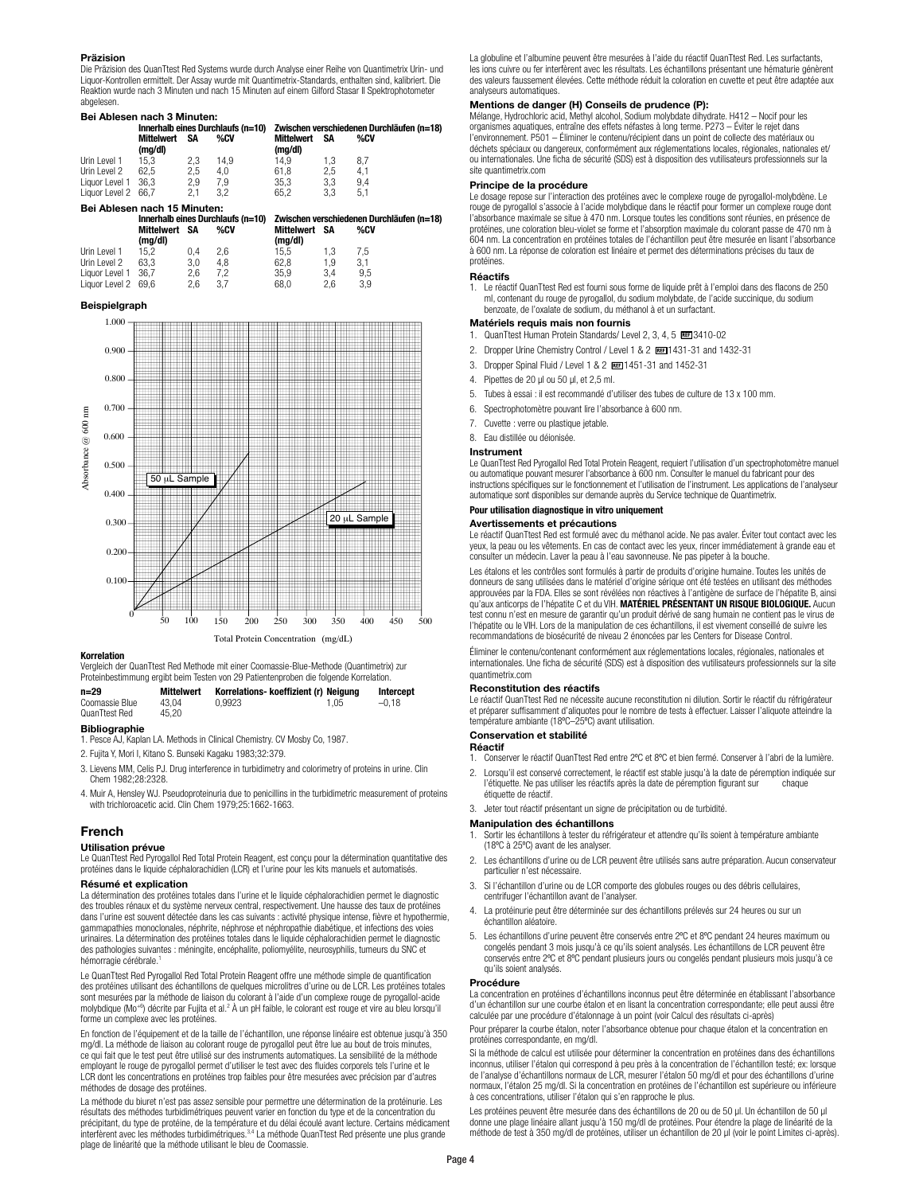**Präzision**

Die Präzision des QuanTtest Red Systems wurde durch Analyse einer Reihe von Quantimetrix Urin- und Liquor-Kontrollen ermittelt. Der Assay wurde mit Quantimetrix-Standards, enthalten sind, kalibriert. Die Reaktion wurde nach 3 Minuten und nach 15 Minuten auf einem Gilford Stasar II Spektrophotometer abgelesen.

**Bei Ablesen nach 3 Minuten:**

| | Innerhalb eines Durchlaufs (n=10) | | | Zwischen verschiedenen Durchläufen (n=18) | | |
|---|---|---|---|---|---|---|
| | Mittelwert (mg/dl) | SA | %CV | Mittelwert (mg/dl) | SA | %CV |
| Urin Level 1 | 15,3 | 2,3 | 14,9 | 14,9 | 1,3 | 8,7 |
| Urin Level 2 | 62,5 | 2,5 | 4,0 | 61,8 | 2,5 | 4,1 |
| Liquor Level 1 | 36,3 | 2,9 | 7,9 | 35,3 | 3,3 | 9,4 |
| Liquor Level 2 | 66,7 | 2,1 | 3,2 | 65,2 | 3,3 | 5,1 |

**Bei Ablesen nach 15 Minuten:**

| | Innerhalb eines Durchlaufs (n=10) | | | Zwischen verschiedenen Durchläufen (n=18) | | |
|---|---|---|---|---|---|---|
| | Mittelwert (mg/dl) | SA | %CV | Mittelwert (mg/dl) | SA | %CV |
| Urin Level 1 | 15,2 | 0,4 | 2,6 | 15,5 | 1,3 | 7,5 |
| Urin Level 2 | 63,3 | 3,0 | 4,8 | 62,8 | 1,9 | 3,1 |
| Liquor Level 1 | 36,7 | 2,6 | 7,2 | 35,9 | 3,4 | 9,5 |
| Liquor Level 2 | 69,6 | 2,6 | 3,7 | 68,0 | 2,6 | 3,9 |

**Beispielgraph**

[Graph: Absorbance @ 600 nm (0 – 1.000) versus Total Protein Concentration (mg/dL) (0 – 500); lines labeled "50 µL Sample" and "20 µL Sample"]

**Korrelation**

Vergleich der QuanTtest Red Methode mit einer Coomassie-Blue-Methode (Quantimetrix) zur Proteinbestimmung ergibt beim Testen von 29 Patientenproben die folgende Korrelation.

| n=29 | Mittelwert | Korrelations- koeffizient (r) | Neigung | Intercept |
|---|---|---|---|---|
| Coomassie Blue | 43,04 | 0,9923 | 1,05 | –0,18 |
| QuanTtest Red | 45,20 | | | |

**Bibliographie**

1. Pesce AJ, Kaplan LA. Methods in Clinical Chemistry. CV Mosby Co, 1987.
2. Fujita Y, Mori I, Kitano S. Bunseki Kagaku 1983;32:379.
3. Lievens MM, Celis PJ. Drug interference in turbidimetry and colorimetry of proteins in urine. Clin Chem 1982;28:2328.
4. Muir A, Hensley WJ. Pseudoproteinuria due to penicillins in the turbidimetric measurement of proteins with trichloroacetic acid. Clin Chem 1979;25:1662-1663.

## French

### Utilisation prévue

Le QuanTtest Red Pyrogallol Red Total Protein Reagent, est conçu pour la détermination quantitative des protéines dans le liquide céphalorachidien (LCR) et l'urine pour les kits manuels et automatisés.

### Résumé et explication

La détermination des protéines totales dans l'urine et le liquide céphalorachidien permet le diagnostic des troubles rénaux et du système nerveux central, respectivement. Une hausse des taux de protéines dans l'urine est souvent détectée dans les cas suivants : activité physique intense, fièvre et hypothermie, gammapathies monoclonales, néphrite, néphrose et néphropathie diabétique, et infections des voies urinaires. La détermination des protéines totales dans le liquide céphalorachidien permet le diagnostic des pathologies suivantes : méningite, encéphalite, poliomyélite, neurosyphilis, tumeurs du SNC et hémorragie cérébrale.[1]

Le QuanTtest Red Pyrogallol Red Total Protein Reagent offre une méthode simple de quantification des protéines utilisant des échantillons de quelques microlitres d'urine ou de LCR. Les protéines totales sont mesurées par la méthode de liaison du colorant à l'aide d'un complexe rouge de pyrogallol-acide molybdique ($Mo^{+6}$) décrite par Fujita et al.[2] À un pH faible, le colorant est rouge et vire au bleu lorsqu'il forme un complexe avec les protéines.

En fonction de l'équipement et de la taille de l'échantillon, une réponse linéaire est obtenue jusqu'à 350 mg/dl. La méthode de liaison au colorant rouge de pyrogallol peut être lue au bout de trois minutes, ce qui fait que le test peut être utilisé sur des instruments automatiques. La sensibilité de la méthode employant le rouge de pyrogallol permet d'utiliser le test avec des fluides corporels tels l'urine et le LCR dont les concentrations en protéines trop faibles pour être mesurées avec précision par d'autres méthodes de dosage des protéines.

La méthode du biuret n'est pas assez sensible pour permettre une détermination de la protéinurie. Les résultats des méthodes turbidimétriques peuvent varier en fonction du type et de la concentration du précipitant, du type de protéine, de la température et du délai écoulé avant lecture. Certains médicament interfèrent avec les méthodes turbidimétriques.[3,4] La méthode QuanTtest Red présente une plus grande plage de linéarité que la méthode utilisant le bleu de Coomassie.

La globuline et l'albumine peuvent être mesurées à l'aide du réactif QuanTtest Red. Les surfactants, les ions cuivre ou fer interfèrent avec les résultats. Les échantillons présentant une hématurie génèrent des valeurs faussement élevées. Cette méthode réduit la coloration en cuvette et peut être adaptée aux analyseurs automatiques.

### Mentions de danger (H) Conseils de prudence (P):

Mélange, Hydrochloric acid, Methyl alcohol, Sodium molybdate dihydrate. H412 – Nocif pour les organismes aquatiques, entraîne des effets néfastes à long terme. P273 – Éviter le rejet dans l'environnement. P501 – Éliminer le contenu/récipient dans un point de collecte des matériaux ou déchets spéciaux ou dangereux, conformément aux réglementations locales, régionales, nationales et/ ou internationales. Une ficha de sécurité (SDS) est à disposition des vutilisateurs professionnels sur la site quantimetrix.com

### Principe de la procédure

Le dosage repose sur l'interaction des protéines avec le complexe rouge de pyrogallol-molybdène. Le rouge de pyrogallol s'associe à l'acide molybdique dans le réactif pour former un complexe rouge dont l'absorbance maximale se situe à 470 nm. Lorsque toutes les conditions sont réunies, en présence de protéines, une coloration bleu-violet se forme et l'absorption maximale du colorant passe de 470 nm à 604 nm. La concentration en protéines totales de l'échantillon peut être mesurée en lisant l'absorbance à 600 nm. La réponse de coloration est linéaire et permet des déterminations précises du taux de protéines.

### Réactifs

1. Le réactif QuanTtest Red est fourni sous forme de liquide prêt à l'emploi dans des flacons de 250 ml, contenant du rouge de pyrogallol, du sodium molybdate, de l'acide succinique, du sodium benzoate, de l'oxalate de sodium, du méthanol à et un surfactant.

### Matériels requis mais non fournis

1. QuanTtest Human Protein Standards/ Level 2, 3, 4, 5 REF 3410-02
2. Dropper Urine Chemistry Control / Level 1 & 2 REF 1431-31 and 1432-31
3. Dropper Spinal Fluid / Level 1 & 2 REF 1451-31 and 1452-31
4. Pipettes de 20 µl ou 50 µl, et 2,5 ml.
5. Tubes à essai : il est recommandé d'utiliser des tubes de culture de 13 x 100 mm.
6. Spectrophotomètre pouvant lire l'absorbance à 600 nm.
7. Cuvette : verre ou plastique jetable.
8. Eau distillée ou déionisée.

### Instrument

Le QuanTtest Red Pyrogallol Red Total Protein Reagent, requiert l'utilisation d'un spectrophotomètre manuel ou automatique pouvant mesurer l'absorbance à 600 nm. Consulter le manuel du fabricant pour des instructions spécifiques sur le fonctionnement et l'utilisation de l'instrument. Les applications de l'analyseur automatique sont disponibles sur demande auprès du Service technique de Quantimetrix.

**Pour utilisation diagnostique in vitro uniquement**

### Avertissements et précautions

Le réactif QuanTtest Red est formulé avec du méthanol acide. Ne pas avaler. Éviter tout contact avec les yeux, la peau ou les vêtements. En cas de contact avec les yeux, rincer immédiatement à grande eau et consulter un médecin. Laver la peau à l'eau savonneuse. Ne pas pipeter à la bouche.

Les étalons et les contrôles sont formulés à partir de produits d'origine humaine. Toutes les unités de donneurs de sang utilisées dans le matériel d'origine sérique ont été testées en utilisant des méthodes approuvées par la FDA. Elles se sont révélées non réactives à l'antigène de surface de l'hépatite B, ainsi qu'aux anticorps de l'hépatite C et du VIH. **MATÉRIEL PRÉSENTANT UN RISQUE BIOLOGIQUE.** Aucun test connu n'est en mesure de garantir qu'un produit dérivé de sang humain ne contient pas le virus de l'hépatite ou le VIH. Lors de la manipulation de ces échantillons, il est vivement conseillé de suivre les recommandations de biosécurité de niveau 2 énoncées par les Centers for Disease Control.

Éliminer le contenu/contenant conformément aux réglementations locales, régionales, nationales et internationales. Une ficha de sécurité (SDS) est à disposition des vutilisateurs professionnels sur la site quantimetrix.com

### Reconstitution des réactifs

Le réactif QuanTtest Red ne nécessite aucune reconstitution ni dilution. Sortir le réactif du réfrigérateur et préparer suffisamment d'aliquotes pour le nombre de tests à effectuer. Laisser l'aliquote atteindre la température ambiante (18ºC–25ºC) avant utilisation.

### Conservation et stabilité

**Réactif**

1. Conserver le réactif QuanTtest Red entre 2ºC et 8ºC et bien fermé. Conserver à l'abri de la lumière.
2. Lorsqu'il est conservé correctement, le réactif est stable jusqu'à la date de péremption indiquée sur l'étiquette. Ne pas utiliser les réactifs après la date de péremption figurant sur chaque étiquette de réactif.
3. Jeter tout réactif présentant un signe de précipitation ou de turbidité.

### Manipulation des échantillons

1. Sortir les échantillons à tester du réfrigérateur et attendre qu'ils soient à température ambiante (18ºC à 25ºC) avant de les analyser.
2. Les échantillons d'urine ou de LCR peuvent être utilisés sans autre préparation. Aucun conservateur particulier n'est nécessaire.
3. Si l'échantillon d'urine ou de LCR comporte des globules rouges ou des débris cellulaires, centrifuger l'échantillon avant de l'analyser.
4. La protéinurie peut être déterminée sur des échantillons prélevés sur 24 heures ou sur un échantillon aléatoire.
5. Les échantillons d'urine peuvent être conservés entre 2ºC et 8ºC pendant 24 heures maximum ou congelés pendant 3 mois jusqu'à ce qu'ils soient analysés. Les échantillons de LCR peuvent être conservés entre 2ºC et 8ºC pendant plusieurs jours ou congelés pendant plusieurs mois jusqu'à ce qu'ils soient analysés.

### Procédure

La concentration en protéines d'échantillons inconnus peut être déterminée en établissant l'absorbance d'un échantillon sur une courbe étalon et en lisant la concentration correspondante; elle peut aussi être calculée par une procédure d'étalonnage à un point (voir Calcul des résultats ci-après)

Pour préparer la courbe étalon, noter l'absorbance obtenue pour chaque étalon et la concentration en protéines correspondante, en mg/dl.

Si la méthode de calcul est utilisée pour déterminer la concentration en protéines dans des échantillons inconnus, utiliser l'étalon qui correspond à peu près à la concentration de l'échantillon testé; ex: lorsque de l'analyse d'échantillons normaux de LCR, mesurer l'étalon 50 mg/dl et pour des échantillons d'urine normaux, l'étalon 25 mg/dl. Si la concentration en protéines de l'échantillon est supérieure ou inférieure à ces concentrations, utiliser l'étalon qui s'en rapproche le plus.

Les protéines peuvent être mesurée dans des échantillons de 20 ou de 50 µl. Un échantillon de 50 µl donne une plage linéaire allant jusqu'à 150 mg/dl de protéines. Pour étendre la plage de linéarité de la méthode de test à 350 mg/dl de protéines, utiliser un échantillon de 20 µl (voir le point Limites ci-après).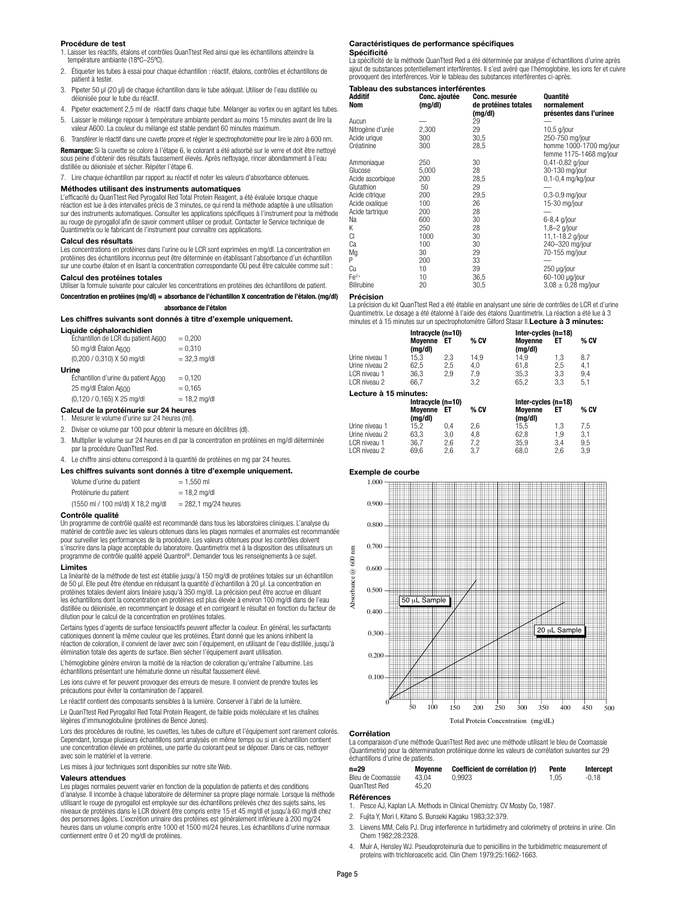### Procédure de test

1. Laisser les réactifs, étalons et contrôles QuanTtest Red ainsi que les échantillons atteindre la température ambiante (18ºC–25ºC).
2. Étiqueter les tubes à essai pour chaque échantillon : réactif, étalons, contrôles et échantillons de patient à tester.
3. Pipeter 50 µl (20 µl) de chaque échantillon dans le tube adéquat. Utiliser de l'eau distillée ou déionisée pour le tube du réactif.
4. Pipeter exactement 2,5 ml de réactif dans chaque tube. Mélanger au vortex ou en agitant les tubes.
5. Laisser le mélange reposer à température ambiante pendant au moins 15 minutes avant de lire la valeur A600. La couleur du mélange est stable pendant 60 minutes maximum.
6. Transférer le réactif dans une cuvette propre et régler le spectrophotomètre pour lire le zéro à 600 nm.

**Remarque:** Si la cuvette se colore à l'étape 6, le colorant a été adsorbé sur le verre et doit être nettoyé sous peine d'obtenir des résultats faussement élevés. Après nettoyage, rincer abondamment à l'eau distillée ou déionisée et sécher. Répéter l'étape 6.

7. Lire chaque échantillon par rapport au réactif et noter les valeurs d'absorbance obtenues.

### Méthodes utilisant des instruments automatiques

L'efficacité du QuanTtest Red Pyrogallol Red Total Protein Reagent, a été évaluée lorsque chaque réaction est lue à des intervalles précis de 3 minutes, ce qui rend la méthode adaptée à une utilisation sur des instruments automatiques. Consulter les applications spécifiques à l'instrument pour la méthode au rouge de pyrogallol afin de savoir comment utiliser ce produit. Contacter le Service technique de Quantimetrix ou le fabricant de l'instrument pour connaître ces applications.

### Calcul des résultats

Les concentrations en protéines dans l'urine ou le LCR sont exprimées en mg/dl. La concentration en protéines des échantillons inconnus peut être déterminée en établissant l'absorbance d'un échantillon sur une courbe étalon et en lisant la concentration correspondante OU peut être calculée comme suit :

### Calcul des protéines totales

Utiliser la formule suivante pour calculer les concentrations en protéines des échantillons de patient.

$$\text{Concentration en protéines (mg/dl)} = \frac{\text{absorbance de l'échantillon X concentration de l'étalon. (mg/dl)}}{\text{absorbance de l'étalon}}$$

### Les chiffres suivants sont donnés à titre d'exemple uniquement.

**Liquide céphalorachidien**

| | |
|---|---|
| Échantillon de LCR du patient $A_{600}$ | = 0,200 |
| 50 mg/dl Étalon $A_{600}$ | = 0,310 |
| (0,200 / 0,310) X 50 mg/dl | = 32,3 mg/dl |

**Urine**

| | |
|---|---|
| Échantillon d'urine du patient $A_{600}$ | = 0,120 |
| 25 mg/dl Étalon $A_{600}$ | = 0,165 |
| (0,120 / 0,165) X 25 mg/dl | = 18,2 mg/dl |

### Calcul de la protéinurie sur 24 heures

1. Mesurer le volume d'urine sur 24 heures (ml).
2. Diviser ce volume par 100 pour obtenir la mesure en décilitres (dl).
3. Multiplier le volume sur 24 heures en dl par la concentration en protéines en mg/dl déterminée par la procédure QuanTtest Red.
4. Le chiffre ainsi obtenu correspond à la quantité de protéines en mg par 24 heures.

### Les chiffres suivants sont donnés à titre d'exemple uniquement.

| | |
|---|---|
| Volume d'urine du patient | = 1,550 ml |
| Protéinurie du patient | = 18,2 mg/dl |
| (1550 ml / 100 ml/dl) X 18,2 mg/dl | = 282,1 mg/24 heures |

### Contrôle qualité

Un programme de contrôle qualité est recommandé dans tous les laboratoires cliniques. L'analyse du matériel de contrôle avec les valeurs obtenues dans les plages normales et anormales est recommandée pour surveiller les performances de la procédure. Les valeurs obtenues pour les contrôles doivent s'inscrire dans la plage acceptable du laboratoire. Quantimetrix met à la disposition des utilisateurs un programme de contrôle qualité appelé Quantrol®. Demander tous les renseignements à ce sujet.

### Limites

La linéarité de la méthode de test est établie jusqu'à 150 mg/dl de protéines totales sur un échantillon de 50 µl. Elle peut être étendue en réduisant la quantité d'échantillon à 20 µl. La concentration en protéines totales devient alors linéaire jusqu'à 350 mg/dl. La précision peut être accrue en diluant les échantillons dont la concentration en protéines est plus élevée à environ 100 mg/dl dans de l'eau distillée ou déionisée, en recommençant le dosage et en corrigeant le résultat en fonction du facteur de dilution pour le calcul de la concentration en protéines totales.

Certains types d'agents de surface tensioactifs peuvent affecter la couleur. En général, les surfactants cationiques donnent la même couleur que les protéines. Étant donné que les anions inhibent la réaction de coloration, il convient de laver avec soin l'équipement, en utilisant de l'eau distillée, jusqu'à élimination totale des agents de surface. Bien sécher l'équipement avant utilisation.

L'hémoglobine génère environ la moitié de la réaction de coloration qu'entraîne l'albumine. Les échantillons présentant une hématurie donne un résultat faussement élevé.

Les ions cuivre et fer peuvent provoquer des erreurs de mesure. Il convient de prendre toutes les précautions pour éviter la contamination de l'appareil.

Le réactif contient des composants sensibles à la lumière. Conserver à l'abri de la lumière.

Le QuanTtest Red Pyrogallol Red Total Protein Reagent, de faible poids moléculaire et les chaînes légères d'immunoglobuline (protéines de Bence Jones).

Lors des procédures de routine, les cuvettes, les tubes de culture et l'équipement sont rarement colorés. Cependant, lorsque plusieurs échantillons sont analysés en même temps ou si un échantillon contient une concentration élevée en protéines, une partie du colorant peut se déposer. Dans ce cas, nettoyer avec soin le matériel et la verrerie.

Les mises à jour techniques sont disponibles sur notre site Web.

### Valeurs attendues

Les plages normales peuvent varier en fonction de la population de patients et des conditions d'analyse. Il incombe à chaque laboratoire de déterminer sa propre plage normale. Lorsque la méthode utilisant le rouge de pyrogallol est employée sur des échantillons prélevés chez des sujets sains, les niveaux de protéines dans le LCR doivent être compris entre 15 et 45 mg/dl et jusqu'à 60 mg/dl chez des personnes âgées. L'excrétion urinaire des protéines est généralement inférieure à 200 mg/24 heures dans un volume compris entre 1000 et 1500 ml/24 heures. Les échantillons d'urine normaux contiennent entre 0 et 20 mg/dl de protéines.

### Caractéristiques de performance spécifiques

**Spécificité**

La spécificité de la méthode QuanTtest Red a été déterminée par analyse d'échantillons d'urine après ajout de substances potentiellement interférentes. Il s'avéré que l'hémoglobine, les ions fer et cuivre provoquent des interférences. Voir le tableau des substances interférentes ci-après.

**Tableau des substances interférentes**

| Additif Nom | Conc. ajoutée (mg/dl) | Conc. mesurée de protéines totales (mg/dl) | Quantité normalement présentes dans l'urinee |
|---|---|---|---|
| Aucun | — | 29 | — |
| Nitrogène d'urée | 2,300 | 29 | 10,5 g/jour |
| Acide urique | 300 | 30,5 | 250-750 mg/jour |
| Créatinine | 300 | 28,5 | homme 1000-1700 mg/jour femme 1175-1468 mg/jour |
| Ammoniaque | 250 | 30 | 0,41-0,82 g/jour |
| Glucose | 5,000 | 28 | 30-130 mg/jour |
| Acide ascorbique | 200 | 28,5 | 0,1-0,4 mg/kg/jour |
| Glutathion | 50 | 29 | — |
| Acide citrique | 200 | 29,5 | 0,3-0,9 mg/jour |
| Acide oxalique | 100 | 26 | 15-30 mg/jour |
| Acide tartrique | 200 | 28 | — |
| Na | 600 | 30 | 6-8,4 g/jour |
| K | 250 | 28 | 1,8–2 g/jour |
| Cl | 1000 | 30 | 11,1-18.2 g/jour |
| Ca | 100 | 30 | 240–320 mg/jour |
| Mg | 30 | 29 | 70-155 mg/jour |
| P | 200 | 33 | — |
| Cu | 10 | 39 | 250 µg/jour |
| $Fe^{2+}$ | 10 | 36,5 | 60-100 µg/jour |
| Bilirubine | 20 | 30,5 | 3,08 ± 0,28 mg/jour |

**Précision**

La précision du kit QuanTtest Red a été établie en analysant une série de contrôles de LCR et d'urine Quantimetrix. Le dosage a été étalonné à l'aide des étalons Quantimetrix. La réaction a été lue à 3 minutes et à 15 minutes sur un spectrophotomètre Gilford Stasar II. **Lecture à 3 minutes:**

| | Intracycle (n=10) | | | Inter-cycles (n=18) | | |
|---|---|---|---|---|---|---|
| | Moyenne (mg/dl) | ET | % CV | Moyenne (mg/dl) | ET | % CV |
| Urine niveau 1 | 15,3 | 2,3 | 14,9 | 14,9 | 1,3 | 8.7 |
| Urine niveau 2 | 62,5 | 2,5 | 4,0 | 61,8 | 2,5 | 4,1 |
| LCR niveau 1 | 36,3 | 2,9 | 7,9 | 35,3 | 3,3 | 9,4 |
| LCR niveau 2 | 66,7 | | 3,2 | 65,2 | 3,3 | 5,1 |

**Lecture à 15 minutes:**

| | Intracycle (n=10) | | | Inter-cycles (n=18) | | |
|---|---|---|---|---|---|---|
| | Moyenne (mg/dl) | ET | % CV | Moyenne (mg/dl) | ET | % CV |
| Urine niveau 1 | 15,2 | 0,4 | 2,6 | 15,5 | 1,3 | 7,5 |
| Urine niveau 2 | 63,3 | 3,0 | 4,8 | 62,8 | 1,9 | 3,1 |
| LCR niveau 1 | 36,7 | 2,6 | 7,2 | 35,9 | 3,4 | 9,5 |
| LCR niveau 2 | 69,6 | 2,6 | 3,7 | 68,0 | 2,6 | 3,9 |

**Exemple de courbe**

(Graphique : Absorbance @ 600 nm en fonction de Total Protein Concentration (mg/dL) ; courbes « 50 µL Sample » et « 20 µL Sample »)

**Corrélation**

La comparaison d'une méthode QuanTtest Red avec une méthode utilisant le bleu de Coomassie (Quantimetrix) pour la détermination protéinique donne les valeurs de corrélation suivantes sur 29 échantillons d'urine de patients.

| n=29 | Moyenne | Coefficient de corrélation (r) | Pente | Intercept |
|---|---|---|---|---|
| Bleu de Coomassie | 43,04 | 0,9923 | 1,05 | -0,18 |
| QuanTtest Red | 45,20 | | | |

### Références

1. Pesce AJ, Kaplan LA. Methods in Clinical Chemistry. CV Mosby Co, 1987.
2. Fujita Y, Mori I, Kitano S. Bunseki Kagaku 1983;32:379.
3. Lievens MM, Celis PJ. Drug interference in turbidimetry and colorimetry of proteins in urine. Clin Chem 1982;28:2328.
4. Muir A, Hensley WJ. Pseudoproteinuria due to penicillins in the turbidimetric measurement of proteins with trichloroacetic acid. Clin Chem 1979;25:1662-1663.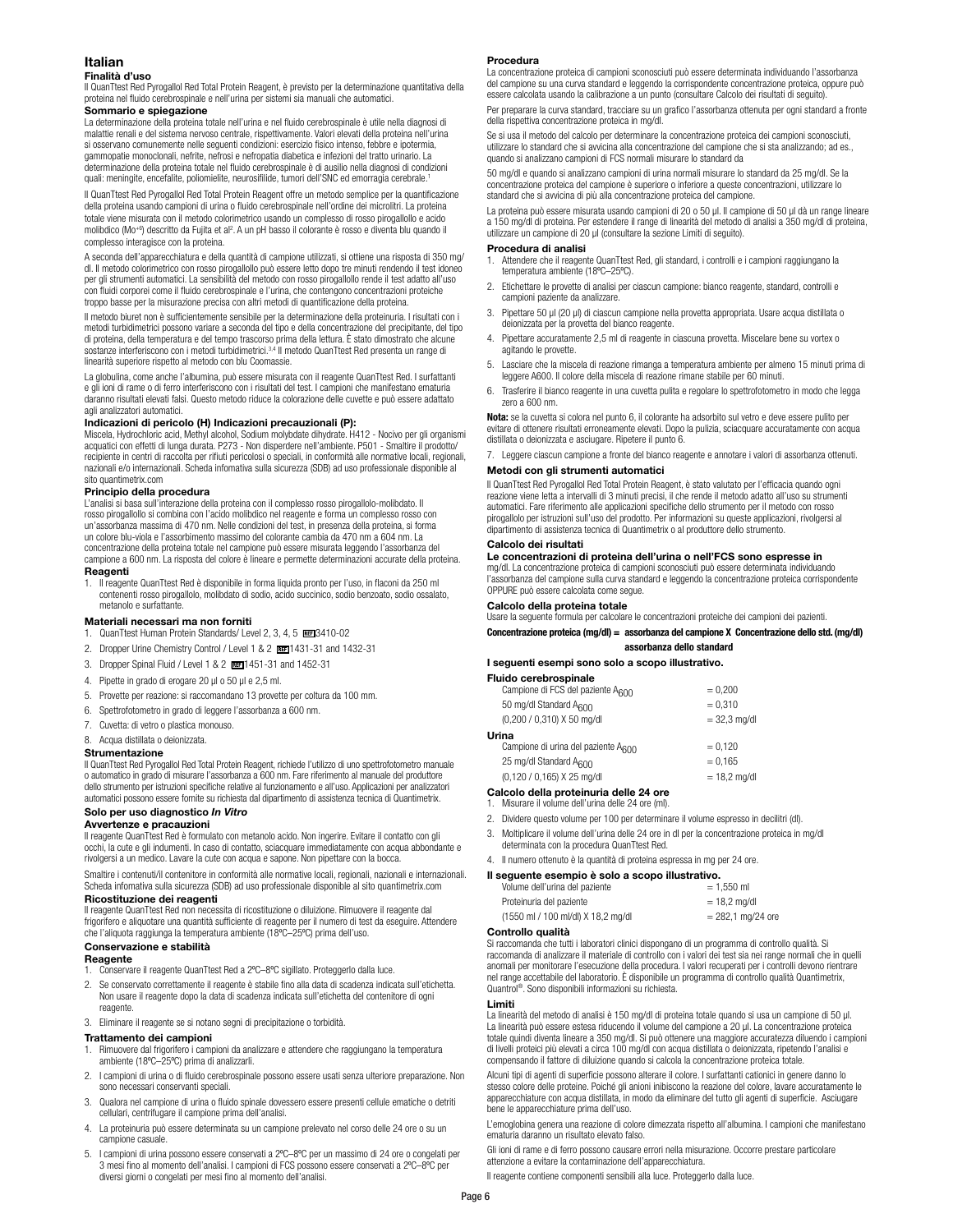# Italian

## Finalità d'uso

Il QuanTtest Red Pyrogallol Red Total Protein Reagent, è previsto per la determinazione quantitativa della proteina nel fluido cerebrospinale e nell'urina per sistemi sia manuali che automatici.

## Sommario e spiegazione

La determinazione della proteina totale nell'urina e nel fluido cerebrospinale è utile nella diagnosi di malattie renali e del sistema nervoso centrale, rispettivamente. Valori elevati della proteina nell'urina si osservano comunemente nelle seguenti condizioni: esercizio fisico intenso, febbre e ipotermia, gammopatie monoclonali, nefrite, nefrosi e nefropatia diabetica e infezioni del tratto urinario. La determinazione della proteina totale nel fluido cerebrospinale è di ausilio nella diagnosi di condizioni quali: meningite, encefalite, poliomielite, neurosifilide, tumori dell'SNC ed emorragia cerebrale.[1]

Il QuanTtest Red Pyrogallol Red Total Protein Reagent offre un metodo semplice per la quantificazione della proteina usando campioni di urina o fluido cerebrospinale nell'ordine dei microlitri. La proteina totale viene misurata con il metodo colorimetrico usando un complesso di rosso pirogallolo e acido molibdico ($Mo^{+6}$) descritto da Fujita et al[2]. A un pH basso il colorante è rosso e diventa blu quando il complesso interagisce con la proteina.

A seconda dell'apparecchiatura e della quantità di campione utilizzati, si ottiene una risposta di 350 mg/dl. Il metodo colorimetrico con rosso pirogallolo può essere letto dopo tre minuti rendendo il test idoneo per gli strumenti automatici. La sensibilità del metodo con rosso pirogallolo rende il test adatto all'uso con fluidi corporei come il fluido cerebrospinale e l'urina, che contengono concentrazioni proteiche troppo basse per la misurazione precisa con altri metodi di quantificazione della proteina.

Il metodo biuret non è sufficientemente sensibile per la determinazione della proteinuria. I risultati con i metodi turbidimetrici possono variare a seconda del tipo e della concentrazione del precipitante, del tipo di proteina, della temperatura e del tempo trascorso prima della lettura. È stato dimostrato che alcune sostanze interferiscono con i metodi turbidimetrici.[3,4] Il metodo QuanTtest Red presenta un range di linearità superiore rispetto al metodo con blu Coomassie.

La globulina, come anche l'albumina, può essere misurata con il reagente QuanTtest Red. I surfattanti e gli ioni di rame o di ferro interferiscono con i risultati del test. I campioni che manifestano ematuria daranno risultati elevati falsi. Questo metodo riduce la colorazione delle cuvette e può essere adattato agli analizzatori automatici.

## Indicazioni di pericolo (H) Indicazioni precauzionali (P):

Miscela, Hydrochloric acid, Methyl alcohol, Sodium molybdate dihydrate. H412 - Nocivo per gli organismi acquatici con effetti di lunga durata. P273 - Non disperdere nell'ambiente. P501 - Smaltire il prodotto/recipiente in centri di raccolta per rifiuti pericolosi o speciali, in conformità alle normative locali, regionali, nazionali e/o internazionali. Scheda infomativa sulla sicurezza (SDB) ad uso professionale disponibile al sito quantimetrix.com

## Principio della procedura

L'analisi si basa sull'interazione della proteina con il complesso rosso pirogallolo-molibdato. Il rosso pirogallolo si combina con l'acido molibdico nel reagente e forma un complesso rosso con un'assorbanza massima di 470 nm. Nelle condizioni del test, in presenza della proteina, si forma un colore blu-viola e l'assorbimento massimo del colorante cambia da 470 nm a 604 nm. La concentrazione della proteina totale nel campione può essere misurata leggendo l'assorbanza a 600 nm. La risposta del colore è lineare e permette determinazioni accurate della proteina.

## Reagenti

1. Il reagente QuanTtest Red è disponibile in forma liquida pronto per l'uso, in flaconi da 250 ml contenenti rosso pirogallolo, molibdato di sodio, acido succinico, sodio benzoato, sodio ossalato, metanolo e surfattante.

## Materiali necessari ma non forniti

1. QuanTtest Human Protein Standards/ Level 2, 3, 4, 5 REF 3410-02
2. Dropper Urine Chemistry Control / Level 1 & 2 REF 1431-31 and 1432-31
3. Dropper Spinal Fluid / Level 1 & 2 REF 1451-31 and 1452-31
4. Pipette in grado di erogare 20 µl o 50 µl e 2,5 ml.
5. Provette per reazione: si raccomandano 13 provette per coltura da 100 mm.
6. Spettrofotometro in grado di leggere l'assorbanza a 600 nm.
7. Cuvetta: di vetro o plastica monouso.
8. Acqua distillata o deionizzata.

## Strumentazione

Il QuanTtest Red Pyrogallol Red Total Protein Reagent, richiede l'utilizzo di uno spettrofotometro manuale o automatico in grado di misurare l'assorbanza a 600 nm. Fare riferimento al manuale del produttore dello strumento per istruzioni specifiche relative al funzionamento e all'uso. Applicazioni per analizzatori automatici possono essere fornite su richiesta dal dipartimento di assistenza tecnica di Quantimetrix.

## Solo per uso diagnostico *In Vitro*

## Avvertenze e precauzioni

Il reagente QuanTtest Red è formulato con metanolo acido. Non ingerire. Evitare il contatto con gli occhi, la cute e gli indumenti. In caso di contatto, sciacquare immediatamente con acqua abbondante e rivolgersi a un medico. Lavare la cute con acqua e sapone. Non pipettare con la bocca.

Smaltire i contenuti/il contenitore in conformità alle normative locali, regionali, nazionali e internazionali. Scheda infomativa sulla sicurezza (SDB) ad uso professionale disponibile al sito quantimetrix.com

## Ricostituzione dei reagenti

Il reagente QuanTtest Red non necessita di ricostituzione o diluizione. Rimuovere il reagente dal frigorifero e aliquotare una quantità sufficiente di reagente per il numero di test da eseguire. Attendere che l'aliquota raggiunga la temperatura ambiente (18ºC–25ºC) prima dell'uso.

## Conservazione e stabilità

### Reagente

1. Conservare il reagente QuanTtest Red a 2ºC–8ºC sigillato. Proteggerlo dalla luce.
2. Se conservato correttamente il reagente è stabile fino alla data di scadenza indicata sull'etichetta. Non usare il reagente dopo la data di scadenza indicata sull'etichetta del contenitore di ogni reagente.
3. Eliminare il reagente se si notano segni di precipitazione o torbidità.

## Trattamento dei campioni

1. Rimuovere dal frigorifero i campioni da analizzare e attendere che raggiungano la temperatura ambiente (18ºC–25ºC) prima di analizzarli.
2. I campioni di urina o di fluido cerebrospinale possono essere usati senza ulteriore preparazione. Non sono necessari conservanti speciali.
3. Qualora nel campione di urina o fluido spinale dovessero essere presenti cellule ematiche o detriti cellulari, centrifugare il campione prima dell'analisi.
4. La proteinuria può essere determinata su un campione prelevato nel corso delle 24 ore o su un campione casuale.
5. I campioni di urina possono essere conservati a 2ºC–8ºC per un massimo di 24 ore o congelati per 3 mesi fino al momento dell'analisi. I campioni di FCS possono essere conservati a 2ºC–8ºC per diversi giorni o congelati per mesi fino al momento dell'analisi.

## Procedura

La concentrazione proteica di campioni sconosciuti può essere determinata individuando l'assorbanza del campione su una curva standard e leggendo la corrispondente concentrazione proteica, oppure può essere calcolata usando la calibrazione a un punto (consultare Calcolo dei risultati di seguito).

Per preparare la curva standard, tracciare su un grafico l'assorbanza ottenuta per ogni standard a fronte della rispettiva concentrazione proteica in mg/dl.

Se si usa il metodo del calcolo per determinare la concentrazione proteica dei campioni sconosciuti, utilizzare lo standard che si avvicina alla concentrazione del campione che si sta analizzando; ad es., quando si analizzano campioni di FCS normali misurare lo standard da

50 mg/dl e quando si analizzano campioni di urina normali misurare lo standard da 25 mg/dl. Se la concentrazione proteica del campione è superiore o inferiore a queste concentrazioni, utilizzare lo standard che si avvicina di più alla concentrazione proteica del campione.

La proteina può essere misurata usando campioni di 20 o 50 µl. Il campione di 50 µl dà un range lineare a 150 mg/dl di proteina. Per estendere il range di linearità del metodo di analisi a 350 mg/dl di proteina, utilizzare un campione di 20 µl (consultare la sezione Limiti di seguito).

## Procedura di analisi

1. Attendere che il reagente QuanTtest Red, gli standard, i controlli e i campioni raggiungano la temperatura ambiente (18ºC–25ºC).
2. Etichettare le provette di analisi per ciascun campione: bianco reagente, standard, controlli e campioni paziente da analizzare.
3. Pipettare 50 µl (20 µl) di ciascun campione nella provetta appropriata. Usare acqua distillata o deionizzata per la provetta del bianco reagente.
4. Pipettare accuratamente 2,5 ml di reagente in ciascuna provetta. Miscelare bene su vortex o agitando le provette.
5. Lasciare che la miscela di reazione rimanga a temperatura ambiente per almeno 15 minuti prima di leggere A600. Il colore della miscela di reazione rimane stabile per 60 minuti.
6. Trasferire il bianco reagente in una cuvetta pulita e regolare lo spettrofotometro in modo che legga zero a 600 nm.

**Nota:** se la cuvetta si colora nel punto 6, il colorante ha adsorbito sul vetro e deve essere pulito per evitare di ottenere risultati erroneamente elevati. Dopo la pulizia, sciacquare accuratamente con acqua distillata o deionizzata e asciugare. Ripetere il punto 6.

7. Leggere ciascun campione a fronte del bianco reagente e annotare i valori di assorbanza ottenuti.

## Metodi con gli strumenti automatici

Il QuanTtest Red Pyrogallol Red Total Protein Reagent, è stato valutato per l'efficacia quando ogni reazione viene letta a intervalli di 3 minuti precisi, il che rende il metodo adatto all'uso su strumenti automatici. Fare riferimento alle applicazioni specifiche dello strumento per il metodo con rosso pirogallolo per istruzioni sull'uso del prodotto. Per informazioni su queste applicazioni, rivolgersi al dipartimento di assistenza tecnica di Quantimetrix o al produttore dello strumento.

## Calcolo dei risultati

### Le concentrazioni di proteina dell'urina o nell'FCS sono espresse in

mg/dl. La concentrazione proteica di campioni sconosciuti può essere determinata individuando l'assorbanza del campione sulla curva standard e leggendo la concentrazione proteica corrispondente OPPURE può essere calcolata come segue.

## Calcolo della proteina totale

Usare la seguente formula per calcolare le concentrazioni proteiche dei campioni dei pazienti.

$$\text{Concentrazione proteica (mg/dl)} = \frac{\text{assorbanza del campione}}{\text{assorbanza dello standard}} \times \text{Concentrazione dello std. (mg/dl)}$$

**I seguenti esempi sono solo a scopo illustrativo.**

**Fluido cerebrospinale**

| | |
|---|---|
| Campione di FCS del paziente $A_{600}$ | = 0,200 |
| 50 mg/dl Standard $A_{600}$ | = 0,310 |
| (0,200 / 0,310) X 50 mg/dl | = 32,3 mg/dl |

**Urina**

| | |
|---|---|
| Campione di urina del paziente $A_{600}$ | = 0,120 |
| 25 mg/dl Standard $A_{600}$ | = 0,165 |
| (0,120 / 0,165) X 25 mg/dl | = 18,2 mg/dl |

## Calcolo della proteinuria delle 24 ore

1. Misurare il volume dell'urina delle 24 ore (ml).
2. Dividere questo volume per 100 per determinare il volume espresso in decilitri (dl).
3. Moltiplicare il volume dell'urina delle 24 ore in dl per la concentrazione proteica in mg/dl determinata con la procedura QuanTtest Red.
4. Il numero ottenuto è la quantità di proteina espressa in mg per 24 ore.

**Il seguente esempio è solo a scopo illustrativo.**

| | |
|---|---|
| Volume dell'urina del paziente | = 1,550 ml |
| Proteinuria del paziente | = 18,2 mg/dl |
| (1550 ml / 100 ml/dl) X 18,2 mg/dl | = 282,1 mg/24 ore |

## Controllo qualità

Si raccomanda che tutti i laboratori clinici dispongano di un programma di controllo qualità. Si raccomanda di analizzare il materiale di controllo con i valori dei test sia nei range normali che in quelli anomali per monitorare l'esecuzione della procedura. I valori recuperati per i controlli devono rientrare nel range accettabile del laboratorio. È disponibile un programma di controllo qualità Quantimetrix, Quantrol®. Sono disponibili informazioni su richiesta.

## Limiti

La linearità del metodo di analisi è 150 mg/dl di proteina totale quando si usa un campione di 50 µl. La linearità può essere estesa riducendo il volume del campione a 20 µl. La concentrazione proteica totale quindi diventa lineare a 350 mg/dl. Si può ottenere una maggiore accuratezza diluendo i campioni di livelli proteici più elevati a circa 100 mg/dl con acqua distillata o deionizzata, ripetendo l'analisi e compensando il fattore di diluizione quando si calcola la concentrazione proteica totale.

Alcuni tipi di agenti di superficie possono alterare il colore. I surfattanti cationici in genere danno lo stesso colore delle proteine. Poiché gli anioni inibiscono la reazione del colore, lavare accuratamente le apparecchiature con acqua distillata, in modo da eliminare del tutto gli agenti di superficie. Asciugare bene le apparecchiature prima dell'uso.

L'emoglobina genera una reazione di colore dimezzata rispetto all'albumina. I campioni che manifestano ematuria daranno un risultato elevato falso.

Gli ioni di rame e di ferro possono causare errori nella misurazione. Occorre prestare particolare attenzione a evitare la contaminazione dell'apparecchiatura.

Il reagente contiene componenti sensibili alla luce. Proteggerlo dalla luce.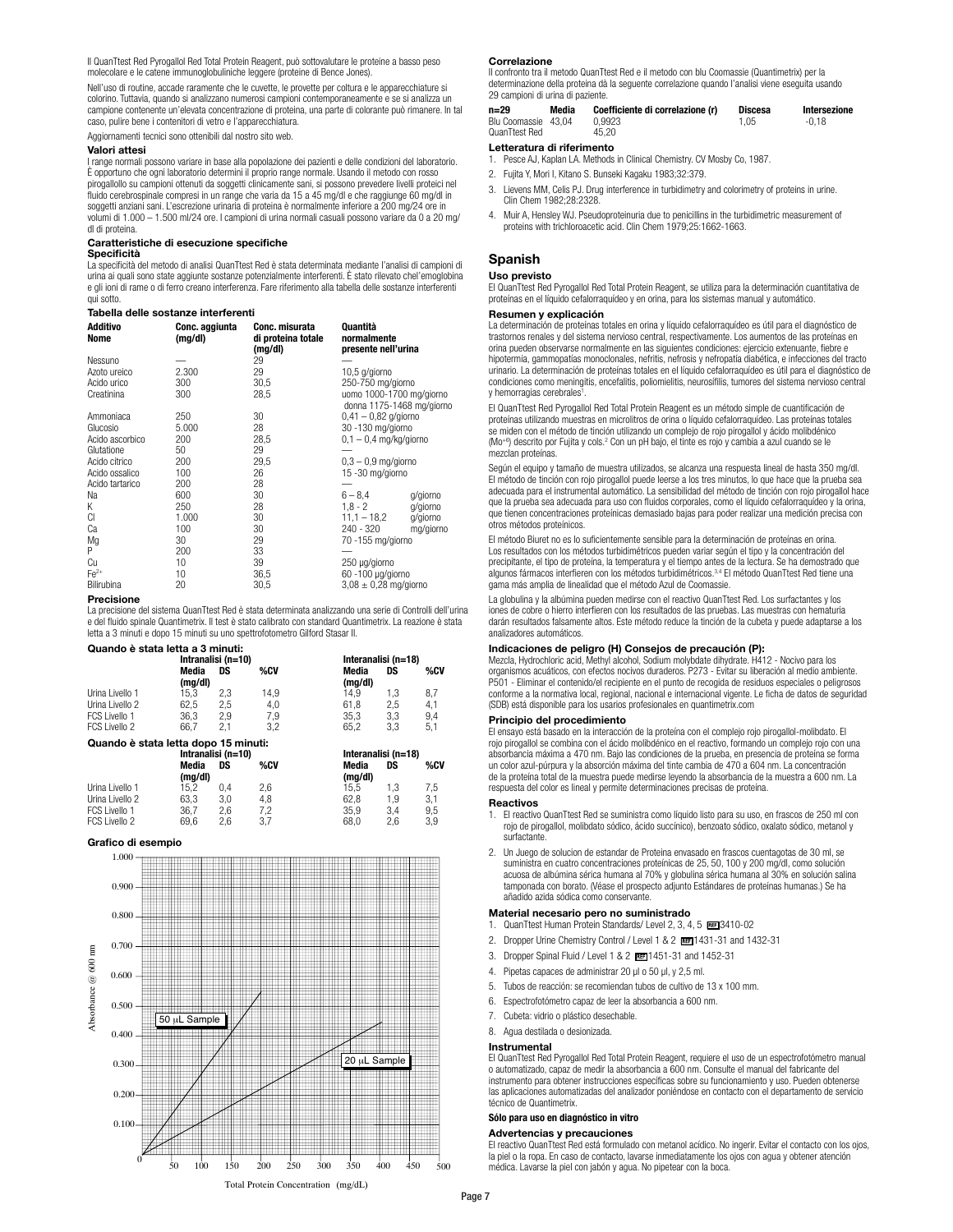Il QuanTtest Red Pyrogallol Red Total Protein Reagent, può sottovalutare le proteine a basso peso molecolare e le catene immunoglobuliniche leggere (proteine di Bence Jones).

Nell'uso di routine, accade raramente che le cuvette, le provette per coltura e le apparecchiature si colorino. Tuttavia, quando si analizzano numerosi campioni contemporaneamente e se si analizza un campione contenente un'elevata concentrazione di proteina, una parte di colorante può rimanere. In tal caso, pulire bene i contenitori di vetro e l'apparecchiatura.

Aggiornamenti tecnici sono ottenibili dal nostro sito web.

### Valori attesi

I range normali possono variare in base alla popolazione dei pazienti e delle condizioni del laboratorio. È opportuno che ogni laboratorio determini il proprio range normale. Usando il metodo con rosso pirogallolo su campioni ottenuti da soggetti clinicamente sani, si possono prevedere livelli proteici nel fluido cerebrospinale compresi in un range che varia da 15 a 45 mg/dl e che raggiunge 60 mg/dl in soggetti anziani sani. L'escrezione urinaria di proteina è normalmente inferiore a 200 mg/24 ore in volumi di 1.000 – 1.500 ml/24 ore. I campioni di urina normali casuali possono variare da 0 a 20 mg/dl di proteina.

### Caratteristiche di esecuzione specifiche

**Specificità**

La specificità del metodo di analisi QuanTtest Red è stata determinata mediante l'analisi di campioni di urina ai quali sono state aggiunte sostanze potenzialmente interferenti. È stato rilevato chel'emoglobina e gli ioni di rame o di ferro creano interferenza. Fare riferimento alla tabella delle sostanze interferenti qui sotto.

**Tabella delle sostanze interferenti**

| Additivo Nome | Conc. aggiunta (mg/dl) | Conc. misurata di proteina totale (mg/dl) | Quantità normalmente presente nell'urina |
|---|---|---|---|
| Nessuno | — | 29 | — |
| Azoto ureico | 2.300 | 29 | 10,5 g/giorno |
| Acido urico | 300 | 30,5 | 250-750 mg/giorno |
| Creatinina | 300 | 28,5 | uomo 1000-1700 mg/giorno donna 1175-1468 mg/giorno |
| Ammoniaca | 250 | 30 | 0,41 – 0,82 g/giorno |
| Glucosio | 5.000 | 28 | 30 -130 mg/giorno |
| Acido ascorbico | 200 | 28,5 | 0,1 – 0,4 mg/kg/giorno |
| Glutatione | 50 | 29 | — |
| Acido citrico | 200 | 29,5 | 0,3 – 0,9 mg/giorno |
| Acido ossalico | 100 | 26 | 15 -30 mg/giorno |
| Acido tartarico | 200 | 28 | — |
| Na | 600 | 30 | 6 – 8,4 g/giorno |
| K | 250 | 28 | 1,8 - 2 g/giorno |
| Cl | 1.000 | 30 | 11,1 – 18,2 g/giorno |
| Ca | 100 | 30 | 240 - 320 mg/giorno |
| Mg | 30 | 29 | 70 -155 mg/giorno |
| P | 200 | 33 | — |
| Cu | 10 | 39 | 250 µg/giorno |
| $Fe^{2+}$ | 10 | 36,5 | 60 -100 µg/giorno |
| Bilirubina | 20 | 30,5 | 3,08 ± 0,28 mg/giorno |

**Precisione**

La precisione del sistema QuanTtest Red è stata determinata analizzando una serie di Controlli dell'urina e del fluido spinale Quantimetrix. Il test è stato calibrato con standard Quantimetrix. La reazione è stata letta a 3 minuti e dopo 15 minuti su uno spettrofotometro Gilford Stasar II.

**Quando è stata letta a 3 minuti:**

| | Intranalisi (n=10) | | | Interanalisi (n=18) | | |
|---|---|---|---|---|---|---|
| | Media (mg/dl) | DS | %CV | Media (mg/dl) | DS | %CV |
| Urina Livello 1 | 15,3 | 2,3 | 14,9 | 14,9 | 1,3 | 8,7 |
| Urina Livello 2 | 62,5 | 2,5 | 4,0 | 61,8 | 2,5 | 4,1 |
| FCS Livello 1 | 36,3 | 2,9 | 7,9 | 35,3 | 3,3 | 9,4 |
| FCS Livello 2 | 66,7 | 2,1 | 3,2 | 65,2 | 3,3 | 5,1 |

**Quando è stata letta dopo 15 minuti:**

| | Intranalisi (n=10) | | | Interanalisi (n=18) | | |
|---|---|---|---|---|---|---|
| | Media (mg/dl) | DS | %CV | Media (mg/dl) | DS | %CV |
| Urina Livello 1 | 15,2 | 0,4 | 2,6 | 15,5 | 1,3 | 7,5 |
| Urina Livello 2 | 63,3 | 3,0 | 4,8 | 62,8 | 1,9 | 3,1 |
| FCS Livello 1 | 36,7 | 2,6 | 7,2 | 35,9 | 3,4 | 9,5 |
| FCS Livello 2 | 69,6 | 2,6 | 3,7 | 68,0 | 2,6 | 3,9 |

**Grafico di esempio**

Absorbance @ 600 nm vs. Total Protein Concentration (mg/dL) — 50 µL Sample; 20 µL Sample

### Correlazione

Il confronto tra il metodo QuanTtest Red e il metodo con blu Coomassie (Quantimetrix) per la determinazione della proteina dà la seguente correlazione quando l'analisi viene eseguita usando 29 campioni di urina di paziente.

| n=29 | Media | Coefficiente di correlazione (r) | Discesa | Intersezione |
|---|---|---|---|---|
| Blu Coomassie | 43,04 | 0,9923 | 1,05 | -0,18 |
| QuanTtest Red | 45,20 | | | |

### Letteratura di riferimento

1. Pesce AJ, Kaplan LA. Methods in Clinical Chemistry. CV Mosby Co, 1987.
2. Fujita Y, Mori I, Kitano S. Bunseki Kagaku 1983;32:379.
3. Lievens MM, Celis PJ. Drug interference in turbidimetry and colorimetry of proteins in urine. Clin Chem 1982;28:2328.
4. Muir A, Hensley WJ. Pseudoproteinuria due to penicillins in the turbidimetric measurement of proteins with trichloroacetic acid. Clin Chem 1979;25:1662-1663.

## Spanish

### Uso previsto

El QuanTtest Red Pyrogallol Red Total Protein Reagent, se utiliza para la determinación cuantitativa de proteínas en el líquido cefalorraquídeo y en orina, para los sistemas manual y automático.

### Resumen y explicación

La determinación de proteínas totales en orina y líquido cefalorraquídeo es útil para el diagnóstico de trastornos renales y del sistema nervioso central, respectivamente. Los aumentos de las proteínas en orina pueden observarse normalmente en las siguientes condiciones: ejercicio extenuante, fiebre e hipotermia, gammopatías monoclonales, nefritis, nefrosis y nefropatía diabética, e infecciones del tracto urinario. La determinación de proteínas totales en el líquido cefalorraquídeo es útil para el diagnóstico de condiciones como meningitis, encefalitis, poliomielitis, neurosífilis, tumores del sistema nervioso central y hemorragias cerebrales[1].

El QuanTtest Red Pyrogallol Red Total Protein Reagent es un método simple de cuantificación de proteínas utilizando muestras en microlitros de orina o líquido cefalorraquídeo. Las proteínas totales se miden con el método de tinción utilizando un complejo de rojo pirogallol y ácido molibdénico ($Mo^{+6}$) descrito por Fujita y cols.[2] Con un pH bajo, el tinte es rojo y cambia a azul cuando se le mezclan proteínas.

Según el equipo y tamaño de muestra utilizados, se alcanza una respuesta lineal de hasta 350 mg/dl. El método de tinción con rojo pirogallol puede leerse a los tres minutos, lo que hace que la prueba sea adecuada para el instrumental automático. La sensibilidad del método de tinción con rojo pirogallol hace que la prueba sea adecuada para uso con fluidos corporales, como el líquido cefalorraquídeo y la orina, que tienen concentraciones proteínicas demasiado bajas para poder realizar una medición precisa con otros métodos proteínicos.

El método Biuret no es lo suficientemente sensible para la determinación de proteínas en orina. Los resultados con los métodos turbidimétricos pueden variar según el tipo y la concentración del precipitante, el tipo de proteína, la temperatura y el tiempo antes de la lectura. Se ha demostrado que algunos fármacos interfieren con los métodos turbidimétricos.[3,4] El método QuanTtest Red tiene una gama más amplia de linealidad que el método Azul de Coomassie.

La globulina y la albúmina pueden medirse con el reactivo QuanTtest Red. Los surfactantes y los iones de cobre o hierro interfieren con los resultados de las pruebas. Las muestras con hematuria darán resultados falsamente altos. Este método reduce la tinción de la cubeta y puede adaptarse a los analizadores automáticos.

### Indicaciones de peligro (H) Consejos de precaución (P):

Mezcla, Hydrochloric acid, Methyl alcohol, Sodium molybdate dihydrate. H412 - Nocivo para los organismos acuáticos, con efectos nocivos duraderos. P273 - Evitar su liberación al medio ambiente. P501 - Eliminar el contenido/el recipiente en el punto de recogida de residuos especiales o peligrosos conforme a la normativa local, regional, nacional e internacional vigente. Le ficha de datos de seguridad (SDB) está disponible para los usarios profesionales en quantimetrix.com

### Principio del procedimiento

El ensayo está basado en la interacción de la proteína con el complejo rojo pirogallol-molibdato. El rojo pirogallol se combina con el ácido molibdénico en el reactivo, formando un complejo rojo con una absorbancia máxima a 470 nm. Bajo las condiciones de la prueba, en presencia de proteína se forma un color azul-púrpura y la absorción máxima del tinte cambia de 470 a 604 nm. La concentración de la proteína total de la muestra puede medirse leyendo la absorbancia de la muestra a 600 nm. La respuesta del color es lineal y permite determinaciones precisas de proteína.

### Reactivos

1. El reactivo QuanTtest Red se suministra como líquido listo para su uso, en frascos de 250 ml con rojo de pirogallol, molibdato sódico, ácido succínico), benzoato sódico, oxalato sódico, metanol y surfactante.
2. Un Juego de solucion de estandar de Proteina envasado en frascos cuentagotas de 30 ml, se suministra en cuatro concentraciones proteínicas de 25, 50, 100 y 200 mg/dl, como solución acuosa de albúmina sérica humana al 70% y globulina sérica humana al 30% en solución salina tamponada con borato. (Véase el prospecto adjunto Estándares de proteínas humanas.) Se ha añadido azida sódica como conservante.

### Material necesario pero no suministrado

1. QuanTtest Human Protein Standards/ Level 2, 3, 4, 5 REF 3410-02
2. Dropper Urine Chemistry Control / Level 1 & 2 REF 1431-31 and 1432-31
3. Dropper Spinal Fluid / Level 1 & 2 REF 1451-31 and 1452-31
4. Pipetas capaces de administrar 20 µl o 50 µl, y 2,5 ml.
5. Tubos de reacción: se recomiendan tubos de cultivo de 13 x 100 mm.
6. Espectrofotómetro capaz de leer la absorbancia a 600 nm.
7. Cubeta: vidrio o plástico desechable.
8. Agua destilada o desionizada.

### Instrumental

El QuanTtest Red Pyrogallol Red Total Protein Reagent, requiere el uso de un espectrofotómetro manual o automatizado, capaz de medir la absorbancia a 600 nm. Consulte el manual del fabricante del instrumento para obtener instrucciones específicas sobre su funcionamiento y uso. Pueden obtenerse las aplicaciones automatizadas del analizador poniéndose en contacto con el departamento de servicio técnico de Quantimetrix.

**Sólo para uso en diagnóstico in vitro**

### Advertencias y precauciones

El reactivo QuanTtest Red está formulado con metanol acídico. No ingerir. Evitar el contacto con los ojos, la piel o la ropa. En caso de contacto, lavarse inmediatamente los ojos con agua y obtener atención médica. Lavarse la piel con jabón y agua. No pipetear con la boca.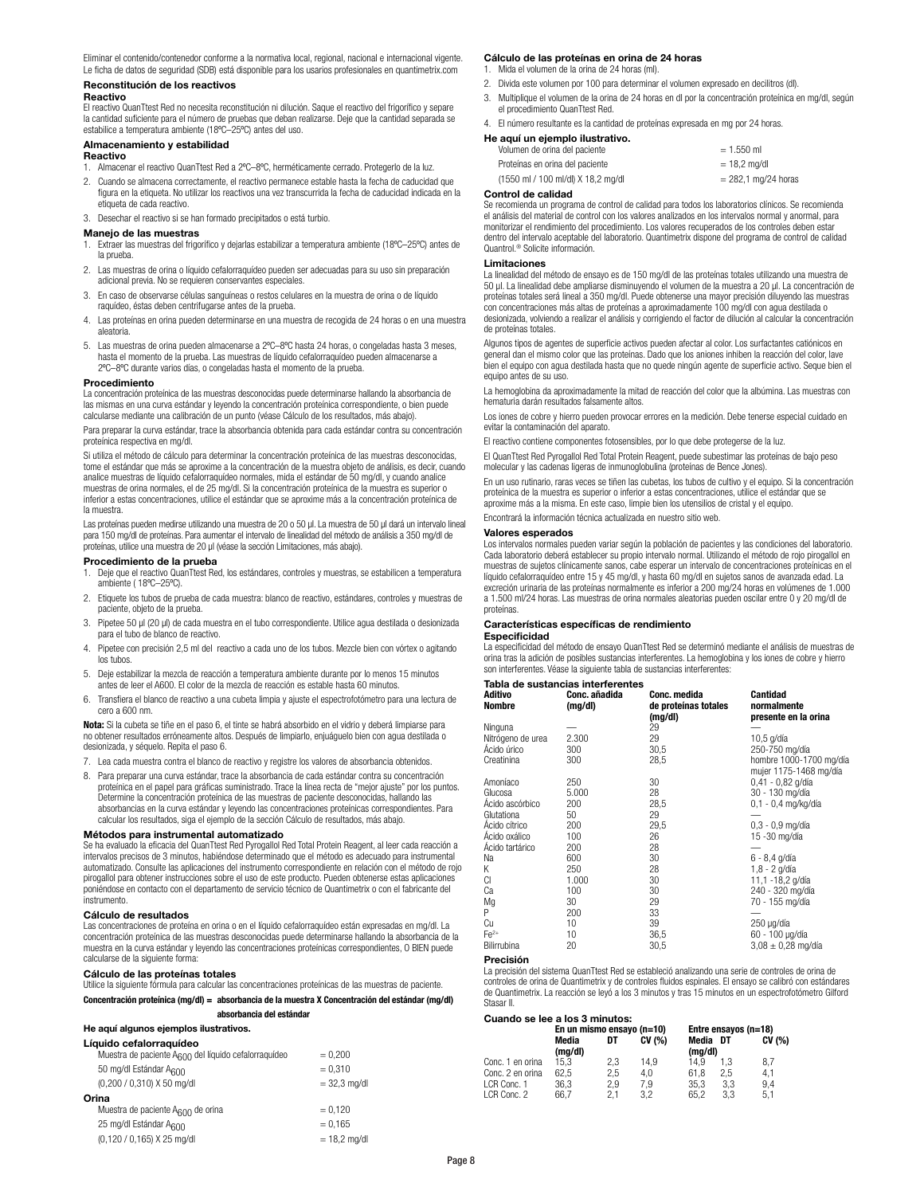Eliminar el contenido/contenedor conforme a la normativa local, regional, nacional e internacional vigente. Le ficha de datos de seguridad (SDB) está disponible para los usarios profesionales en quantimetrix.com

### Reconstitución de los reactivos

**Reactivo**

El reactivo QuanTtest Red no necesita reconstitución ni dilución. Saque el reactivo del frigorífico y separe la cantidad suficiente para el número de pruebas que deban realizarse. Deje que la cantidad separada se estabilice a temperatura ambiente (18ºC–25ºC) antes del uso.

### Almacenamiento y estabilidad

**Reactivo**

1. Almacenar el reactivo QuanTtest Red a 2ºC–8ºC, herméticamente cerrado. Protegerlo de la luz.
2. Cuando se almacena correctamente, el reactivo permanece estable hasta la fecha de caducidad que figura en la etiqueta. No utilizar los reactivos una vez transcurrida la fecha de caducidad indicada en la etiqueta de cada reactivo.
3. Desechar el reactivo si se han formado precipitados o está turbio.

### Manejo de las muestras

1. Extraer las muestras del frigorífico y dejarlas estabilizar a temperatura ambiente (18ºC–25ºC) antes de la prueba.
2. Las muestras de orina o líquido cefalorraquídeo pueden ser adecuadas para su uso sin preparación adicional previa. No se requieren conservantes especiales.
3. En caso de observarse células sanguíneas o restos celulares en la muestra de orina o de líquido raquídeo, éstas deben centrifugarse antes de la prueba.
4. Las proteínas en orina pueden determinarse en una muestra de recogida de 24 horas o en una muestra aleatoria.
5. Las muestras de orina pueden almacenarse a 2ºC–8ºC hasta 24 horas, o congeladas hasta 3 meses, hasta el momento de la prueba. Las muestras de líquido cefalorraquídeo pueden almacenarse a 2ºC–8ºC durante varios días, o congeladas hasta el momento de la prueba.

### Procedimiento

La concentración proteínica de las muestras desconocidas puede determinarse hallando la absorbancia de las mismas en una curva estándar y leyendo la concentración proteínica correspondiente, o bien puede calcularse mediante una calibración de un punto (véase Cálculo de los resultados, más abajo).

Para preparar la curva estándar, trace la absorbancia obtenida para cada estándar contra su concentración proteínica respectiva en mg/dl.

Si utiliza el método de cálculo para determinar la concentración proteínica de las muestras desconocidas, tome el estándar que más se aproxime a la concentración de la muestra objeto de análisis, es decir, cuando analice muestras de líquido cefalorraquídeo normales, mida el estándar de 50 mg/dl, y cuando analice muestras de orina normales, el de 25 mg/dl. Si la concentración proteínica de la muestra es superior o inferior a estas concentraciones, utilice el estándar que se aproxime más a la concentración proteínica de la muestra.

Las proteínas pueden medirse utilizando una muestra de 20 o 50 µl. La muestra de 50 µl dará un intervalo lineal para 150 mg/dl de proteínas. Para aumentar el intervalo de linealidad del método de análisis a 350 mg/dl de proteínas, utilice una muestra de 20 µl (véase la sección Limitaciones, más abajo).

### Procedimiento de la prueba

1. Deje que el reactivo QuanTtest Red, los estándares, controles y muestras, se estabilicen a temperatura ambiente ( 18ºC–25ºC).
2. Etiquete los tubos de prueba de cada muestra: blanco de reactivo, estándares, controles y muestras de paciente, objeto de la prueba.
3. Pipetee 50 µl (20 µl) de cada muestra en el tubo correspondiente. Utilice agua destilada o desionizada para el tubo de blanco de reactivo.
4. Pipetee con precisión 2,5 ml del reactivo a cada uno de los tubos. Mezcle bien con vórtex o agitando los tubos.
5. Deje estabilizar la mezcla de reacción a temperatura ambiente durante por lo menos 15 minutos antes de leer el A600. El color de la mezcla de reacción es estable hasta 60 minutos.
6. Transfiera el blanco de reactivo a una cubeta limpia y ajuste el espectrofotómetro para una lectura de cero a 600 nm.

**Nota:** Si la cubeta se tiñe en el paso 6, el tinte se habrá absorbido en el vidrio y deberá limpiarse para no obtener resultados erróneamente altos. Después de limpiarlo, enjuáguelo bien con agua destilada o desionizada, y séquelo. Repita el paso 6.

7. Lea cada muestra contra el blanco de reactivo y registre los valores de absorbancia obtenidos.
8. Para preparar una curva estándar, trace la absorbancia de cada estándar contra su concentración proteínica en el papel para gráficas suministrado. Trace la línea recta de "mejor ajuste" por los puntos. Determine la concentración proteínica de las muestras de paciente desconocidas, hallando las absorbancias en la curva estándar y leyendo las concentraciones proteínicas correspondientes. Para calcular los resultados, siga el ejemplo de la sección Cálculo de resultados, más abajo.

### Métodos para instrumental automatizado

Se ha evaluado la eficacia del QuanTtest Red Pyrogallol Red Total Protein Reagent, al leer cada reacción a intervalos precisos de 3 minutos, habiéndose determinado que el método es adecuado para instrumental automatizado. Consulte las aplicaciones del instrumento correspondiente en relación con el método de rojo pirogallol para obtener instrucciones sobre el uso de este producto. Pueden obtenerse estas aplicaciones poniéndose en contacto con el departamento de servicio técnico de Quantimetrix o con el fabricante del instrumento.

### Cálculo de resultados

Las concentraciones de proteína en orina o en el líquido cefalorraquídeo están expresadas en mg/dl. La concentración proteínica de las muestras desconocidas puede determinarse hallando la absorbancia de la muestra en la curva estándar y leyendo las concentraciones proteínicas correspondientes, O BIEN puede calcularse de la siguiente forma:

### Cálculo de las proteínas totales

Utilice la siguiente fórmula para calcular las concentraciones proteínicas de las muestras de paciente.

$$\text{Concentración proteínica (mg/dl)} = \frac{\text{absorbancia de la muestra X Concentración del estándar (mg/dl)}}{\text{absorbancia del estándar}}$$

**He aquí algunos ejemplos ilustrativos.**

**Líquido cefalorraquídeo**

| | |
|---|---|
| Muestra de paciente $A_{600}$ del líquido cefalorraquídeo | = 0,200 |
| 50 mg/dl Estándar $A_{600}$ | = 0,310 |
| (0,200 / 0,310) X 50 mg/dl | = 32,3 mg/dl |

**Orina**

| | |
|---|---|
| Muestra de paciente $A_{600}$ de orina | = 0,120 |
| 25 mg/dl Estándar $A_{600}$ | = 0,165 |
| (0,120 / 0,165) X 25 mg/dl | = 18,2 mg/dl |

### Cálculo de las proteínas en orina de 24 horas

1. Mida el volumen de la orina de 24 horas (ml).
2. Divida este volumen por 100 para determinar el volumen expresado en decilitros (dl).
3. Multiplique el volumen de la orina de 24 horas en dl por la concentración proteínica en mg/dl, según el procedimiento QuanTtest Red.
4. El número resultante es la cantidad de proteínas expresada en mg por 24 horas.

**He aquí un ejemplo ilustrativo.**

| | |
|---|---|
| Volumen de orina del paciente | = 1.550 ml |
| Proteínas en orina del paciente | = 18,2 mg/dl |
| (1550 ml / 100 ml/dl) X 18,2 mg/dl | = 282,1 mg/24 horas |

### Control de calidad

Se recomienda un programa de control de calidad para todos los laboratorios clínicos. Se recomienda el análisis del material de control con los valores analizados en los intervalos normal y anormal, para monitorizar el rendimiento del procedimiento. Los valores recuperados de los controles deben estar dentro del intervalo aceptable del laboratorio. Quantimetrix dispone del programa de control de calidad Quantrol.® Solicite información.

### Limitaciones

La linealidad del método de ensayo es de 150 mg/dl de las proteínas totales utilizando una muestra de 50 µl. La linealidad debe ampliarse disminuyendo el volumen de la muestra a 20 µl. La concentración de proteínas totales será lineal a 350 mg/dl. Puede obtenerse una mayor precisión diluyendo las muestras con concentraciones más altas de proteínas a aproximadamente 100 mg/dl con agua destilada o desionizada, volviendo a realizar el análisis y corrigiendo el factor de dilución al calcular la concentración de proteínas totales.

Algunos tipos de agentes de superficie activos pueden afectar al color. Los surfactantes catiónicos en general dan el mismo color que las proteínas. Dado que los aniones inhiben la reacción del color, lave bien el equipo con agua destilada hasta que no quede ningún agente de superficie activo. Seque bien el equipo antes de su uso.

La hemoglobina da aproximadamente la mitad de reacción del color que la albúmina. Las muestras con hematuria darán resultados falsamente altos.

Los iones de cobre y hierro pueden provocar errores en la medición. Debe tenerse especial cuidado en evitar la contaminación del aparato.

El reactivo contiene componentes fotosensibles, por lo que debe protegerse de la luz.

El QuanTtest Red Pyrogallol Red Total Protein Reagent, puede subestimar las proteínas de bajo peso molecular y las cadenas ligeras de inmunoglobulina (proteínas de Bence Jones).

En un uso rutinario, raras veces se tiñen las cubetas, los tubos de cultivo y el equipo. Si la concentración proteínica de la muestra es superior o inferior a estas concentraciones, utilice el estándar que se aproxime más a la misma. En este caso, limpie bien los utensilios de cristal y el equipo.

Encontrará la información técnica actualizada en nuestro sitio web.

### Valores esperados

Los intervalos normales pueden variar según la población de pacientes y las condiciones del laboratorio. Cada laboratorio deberá establecer su propio intervalo normal. Utilizando el método de rojo pirogallol en muestras de sujetos clínicamente sanos, cabe esperar un intervalo de concentraciones proteínicas en el líquido cefalorraquídeo entre 15 y 45 mg/dl, y hasta 60 mg/dl en sujetos sanos de avanzada edad. La excreción urinaria de las proteínas normalmente es inferior a 200 mg/24 horas en volúmenes de 1.000 a 1.500 ml/24 horas. Las muestras de orina normales aleatorias pueden oscilar entre 0 y 20 mg/dl de proteínas.

### Características específicas de rendimiento

**Especificidad**

La especificidad del método de ensayo QuanTtest Red se determinó mediante el análisis de muestras de orina tras la adición de posibles sustancias interferentes. La hemoglobina y los iones de cobre y hierro son interferentes. Véase la siguiente tabla de sustancias interferentes:

**Tabla de sustancias interferentes**

| Aditivo Nombre | Conc. añadida (mg/dl) | Conc. medida de proteínas totales (mg/dl) | Cantidad normalmente presente en la orina |
|---|---|---|---|
| Ninguna | — | 29 | — |
| Nitrógeno de urea | 2.300 | 29 | 10,5 g/día |
| Ácido úrico | 300 | 30,5 | 250-750 mg/día |
| Creatinina | 300 | 28,5 | hombre 1000-1700 mg/día mujer 1175-1468 mg/día |
| Amoníaco | 250 | 30 | 0,41 - 0,82 g/día |
| Glucosa | 5.000 | 28 | 30 - 130 mg/día |
| Ácido ascórbico | 200 | 28,5 | 0,1 - 0,4 mg/kg/día |
| Glutationa | 50 | 29 | — |
| Ácido cítrico | 200 | 29,5 | 0,3 - 0,9 mg/día |
| Ácido oxálico | 100 | 26 | 15 -30 mg/día |
| Ácido tartárico | 200 | 28 | — |
| Na | 600 | 30 | 6 - 8,4 g/día |
| K | 250 | 28 | 1,8 - 2 g/día |
| Cl | 1.000 | 30 | 11,1 -18,2 g/día |
| Ca | 100 | 30 | 240 - 320 mg/día |
| Mg | 30 | 29 | 70 - 155 mg/día |
| P | 200 | 33 | — |
| Cu | 10 | 39 | 250 µg/día |
| $Fe^{2+}$ | 10 | 36,5 | 60 - 100 µg/día |
| Bilirrubina | 20 | 30,5 | $3{,}08 \pm 0{,}28$ mg/día |

**Precisión**

La precisión del sistema QuanTtest Red se estableció analizando una serie de controles de orina de controles de orina de Quantimetrix y de controles fluidos espinales. El ensayo se calibró con estándares de Quantimetrix. La reacción se leyó a los 3 minutos y tras 15 minutos en un espectrofotómetro Gilford Stasar II.

**Cuando se lee a los 3 minutos:**

| | En un mismo ensayo (n=10) | | | Entre ensayos (n=18) | | |
|---|---|---|---|---|---|---|
| | Media (mg/dl) | DT | CV (%) | Media (mg/dl) | DT | CV (%) |
| Conc. 1 en orina | 15,3 | 2,3 | 14,9 | 14,9 | 1,3 | 8,7 |
| Conc. 2 en orina | 62,5 | 2,5 | 4,0 | 61,8 | 2,5 | 4,1 |
| LCR Conc. 1 | 36,3 | 2,9 | 7,9 | 35,3 | 3,3 | 9,4 |
| LCR Conc. 2 | 66,7 | 2,1 | 3,2 | 65,2 | 3,3 | 5,1 |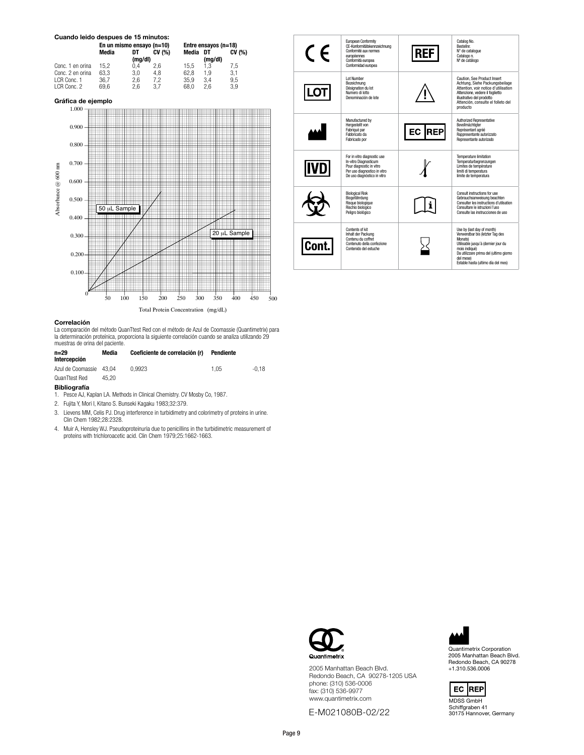**Cuando leido despues de 15 minutos:**

| | En un mismo ensayo (n=10) | | | Entre ensayos (n=18) | | |
|---|---|---|---|---|---|---|
| | Media | DT (mg/dl) | CV (%) | Media | DT (mg/dl) | CV (%) |
| Conc. 1 en orina | 15,2 | 0,4 | 2,6 | 15,5 | 1,3 | 7,5 |
| Conc. 2 en orina | 63,3 | 3,0 | 4,8 | 62,8 | 1,9 | 3,1 |
| LCR Conc. 1 | 36,7 | 2,6 | 7,2 | 35,9 | 3,4 | 9,5 |
| LCR Conc. 2 | 69,6 | 2,6 | 3,7 | 68,0 | 2,6 | 3,9 |

**Gráfica de ejemplo**

Absorbance @ 600 nm

1.000
0.900
0.800
0.700
0.600
0.500
0.400
0.300
0.200
0.100
0

50 μL Sample

20 μL Sample

50 100 150 200 250 300 350 400 450 500

Total Protein Concentration (mg/dL)

**Correlación**

La comparación del método QuanTtest Red con el método de Azul de Coomassie (Quantimetrix) para la determinación proteínica, proporciona la siguiente correlación cuando se analiza utilizando 29 muestras de orina del paciente.

| n=29 | Media | Coeficiente de correlación (r) | Pendiente | Intercepción |
|---|---|---|---|---|
| Azul de Coomassie | 43,04 | 0,9923 | 1,05 | -0,18 |
| QuanTtest Red | 45,20 | | | |

**Bibliografía**

1. Pesce AJ, Kaplan LA. Methods in Clinical Chemistry. CV Mosby Co, 1987.
2. Fujita Y, Mori I, Kitano S. Bunseki Kagaku 1983;32:379.
3. Lievens MM, Celis PJ. Drug interference in turbidimetry and colorimetry of proteins in urine. Clin Chem 1982;28:2328.
4. Muir A, Hensley WJ. Pseudoproteinuria due to penicillins in the turbidimetric measurement of proteins with trichloroacetic acid. Clin Chem 1979;25:1662-1663.

| | | | |
|---|---|---|---|
| CE | European Conformity<br>CE-Konformitätskennzeichnung<br>Conformité aux normes européennes<br>Conformità europea<br>Conformidad europea | REF | Catalog No.<br>Bestellnr.<br>N° de catalogue<br>Catalogo n.<br>Nº de catálogo |
| LOT | Lot Number<br>Bezeichnung<br>Désignation du lot<br>Numero di lotto<br>Denominación de lote | ⚠ | Caution, See Product Insert<br>Achtung, Siehe Packungsbeilage<br>Attention, voir notice d'utilisation<br>Attenzione, vedere il foglietto illustrativo del prodotto<br>Atención, consulte el folleto del producto |
| | Manufactured by<br>Hergestellt von<br>Fabriqué par<br>Fabbricato da<br>Fabricado por | EC REP | Authorized Representative<br>Bevollmächtigter<br>Représentant agréé<br>Rappresentante autorizzato<br>Representante autorizado |
| IVD | For in vitro diagnostic use<br>In-vitro Diagnosticum<br>Pour diagnostic in vitro<br>Per uso diagnostico in vitro<br>De uso diagnóstico in vitro | | Temperature limitation<br>Temperaturbegrenzungen<br>Limites de température<br>limiti di temperatura<br>límite de temperatura |
| | Biological Risk<br>Biogefährdung<br>Risque biologique<br>Rischio biologico<br>Peligro biológico | | Consult instructions for use<br>Gebrauchsanweisung beachten<br>Consulter les instructions d'utilisation<br>Consultare le istruzioni l'uso<br>Consulte las instrucciones de uso |
| Cont. | Contents of kit<br>Inhalt der Packung<br>Contenu du coffret<br>Contenuto della confezione<br>Contenido del estuche | | Use by (last day of month)<br>Verwendbar bis (letzter Tag des Monats)<br>Utilisable jusqu'à (dernier jour du mois indiqué)<br>Da utilizzare prima del (ultimo giorno del mese)<br>Estable hasta (ultimo día del mes) |

Quantimetrix

2005 Manhattan Beach Blvd.
Redondo Beach, CA 90278-1205 USA
phone: (310) 536-0006
fax: (310) 536-9977
www.quantimetrix.com

E-M021080B-02/22

Quantimetrix Corporation
2005 Manhattan Beach Blvd.
Redondo Beach, CA 90278
+1.310.536.0006

EC REP

MDSS GmbH
Schiffgraben 41
30175 Hannover, Germany